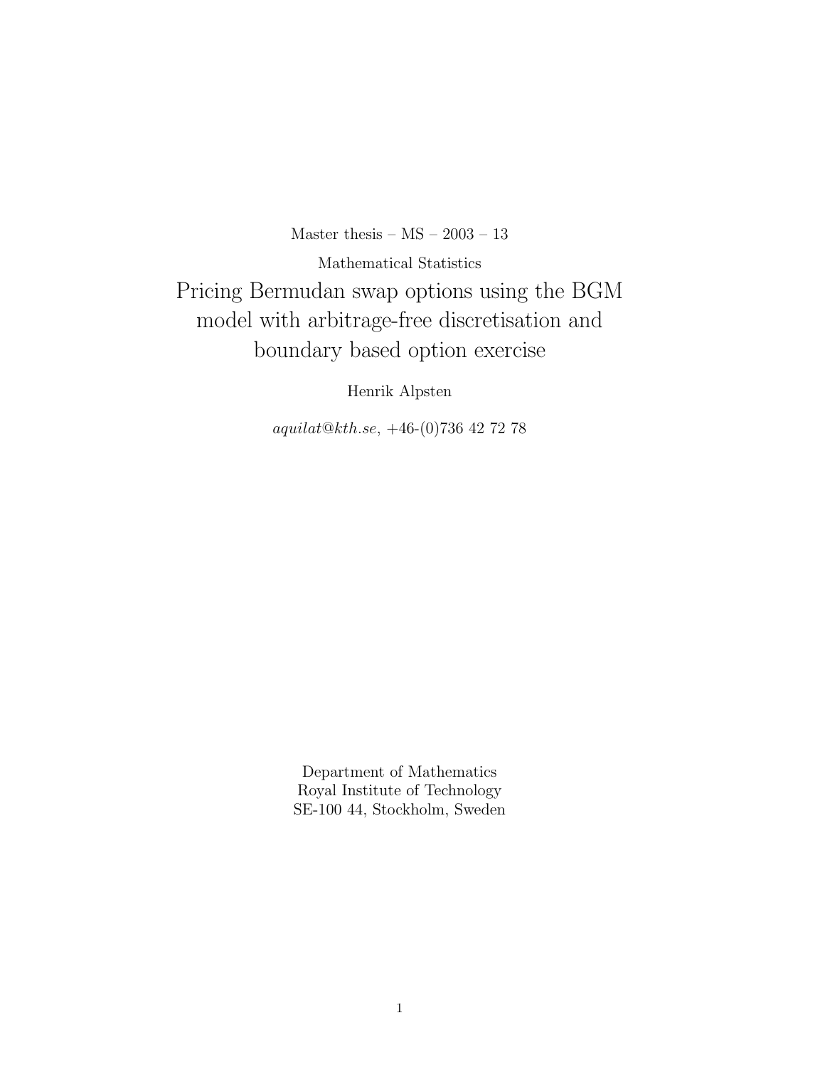Master thesis – MS – 2003 – 13

Mathematical Statistics

# Pricing Bermudan swap options using the BGM model with arbitrage-free discretisation and boundary based option exercise

Henrik Alpsten

*aquilat@kth.se*, +46-(0)736 42 72 78

Department of Mathematics
Royal Institute of Technology
SE-100 44, Stockholm, Sweden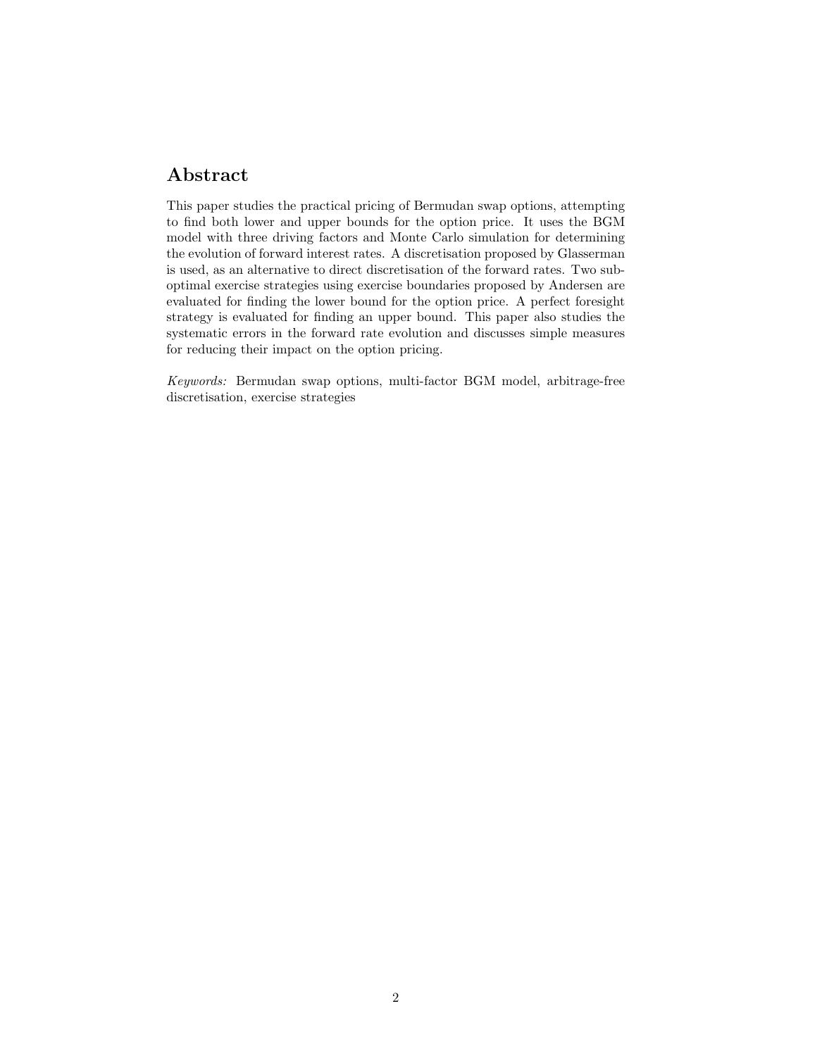## Abstract

This paper studies the practical pricing of Bermudan swap options, attempting to find both lower and upper bounds for the option price. It uses the BGM model with three driving factors and Monte Carlo simulation for determining the evolution of forward interest rates. A discretisation proposed by Glasserman is used, as an alternative to direct discretisation of the forward rates. Two sub-optimal exercise strategies using exercise boundaries proposed by Andersen are evaluated for finding the lower bound for the option price. A perfect foresight strategy is evaluated for finding an upper bound. This paper also studies the systematic errors in the forward rate evolution and discusses simple measures for reducing their impact on the option pricing.

*Keywords:* Bermudan swap options, multi-factor BGM model, arbitrage-free discretisation, exercise strategies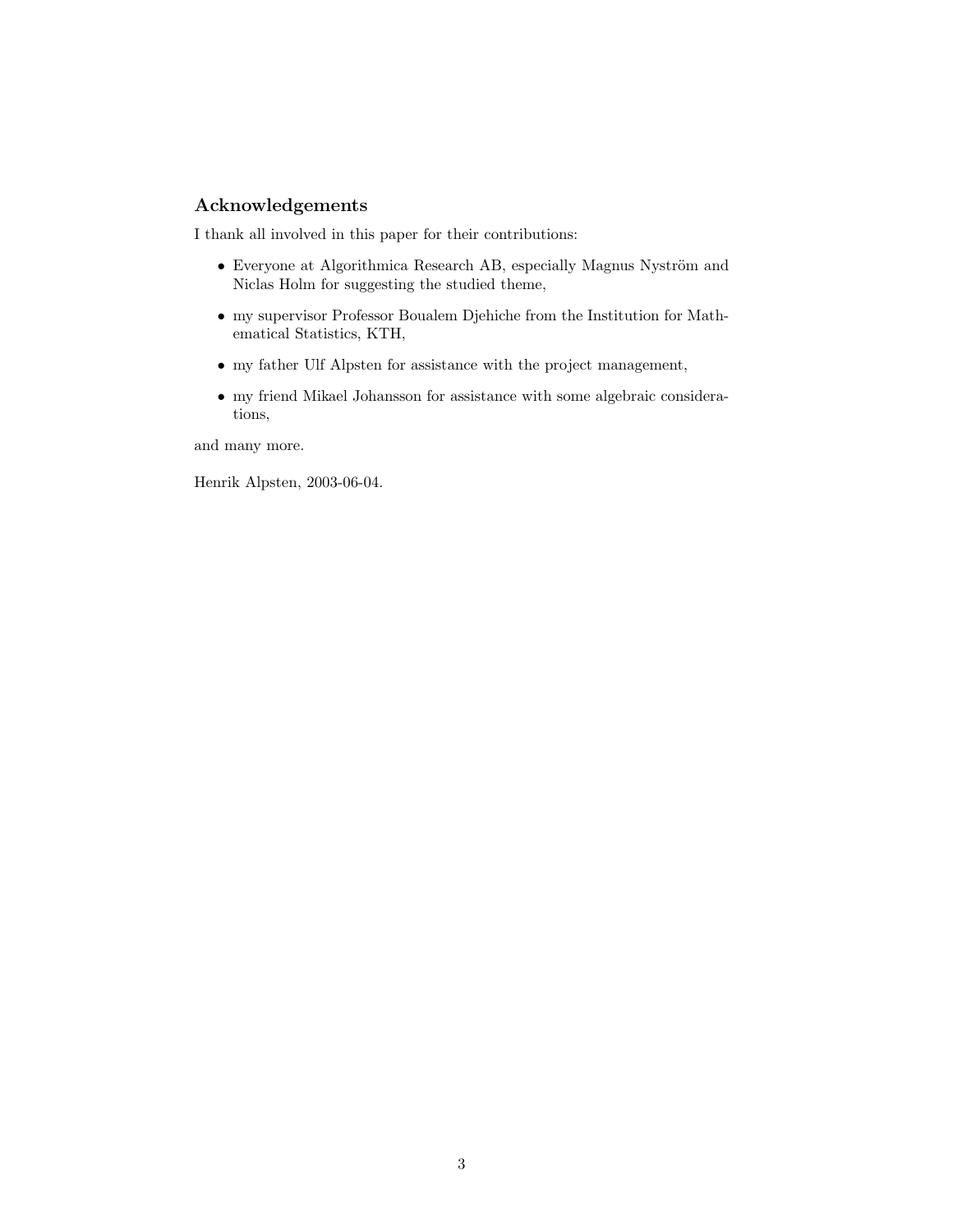## Acknowledgements

I thank all involved in this paper for their contributions:

- Everyone at Algorithmica Research AB, especially Magnus Nyström and Niclas Holm for suggesting the studied theme,
- my supervisor Professor Boualem Djehiche from the Institution for Mathematical Statistics, KTH,
- my father Ulf Alpsten for assistance with the project management,
- my friend Mikael Johansson for assistance with some algebraic considerations,

and many more.

Henrik Alpsten, 2003-06-04.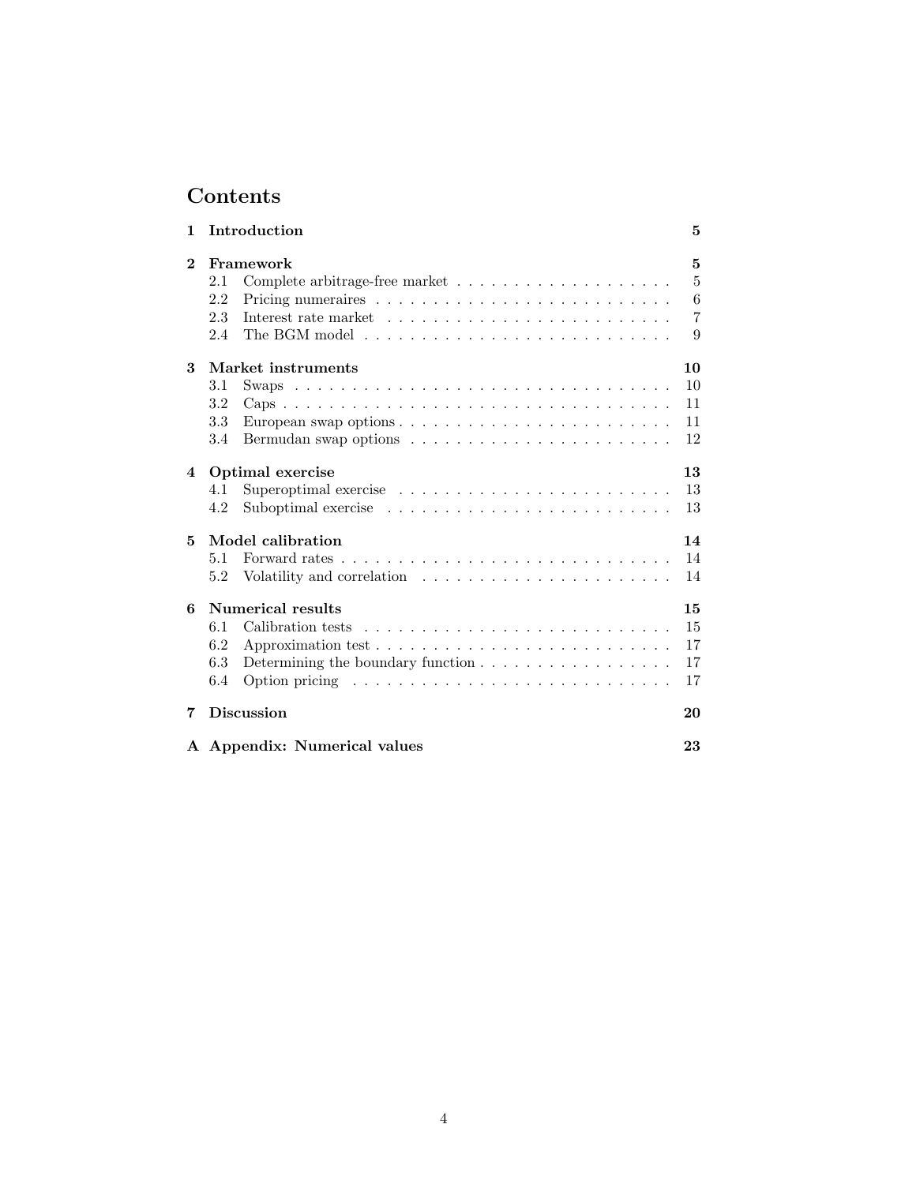# Contents

| | | |
|---|---|---|
| **1** | **Introduction** | **5** |
| **2** | **Framework** | **5** |
| 2.1 | Complete arbitrage-free market | 5 |
| 2.2 | Pricing numeraires | 6 |
| 2.3 | Interest rate market | 7 |
| 2.4 | The BGM model | 9 |
| **3** | **Market instruments** | **10** |
| 3.1 | Swaps | 10 |
| 3.2 | Caps | 11 |
| 3.3 | European swap options | 11 |
| 3.4 | Bermudan swap options | 12 |
| **4** | **Optimal exercise** | **13** |
| 4.1 | Superoptimal exercise | 13 |
| 4.2 | Suboptimal exercise | 13 |
| **5** | **Model calibration** | **14** |
| 5.1 | Forward rates | 14 |
| 5.2 | Volatility and correlation | 14 |
| **6** | **Numerical results** | **15** |
| 6.1 | Calibration tests | 15 |
| 6.2 | Approximation test | 17 |
| 6.3 | Determining the boundary function | 17 |
| 6.4 | Option pricing | 17 |
| **7** | **Discussion** | **20** |
| **A** | **Appendix: Numerical values** | **23** |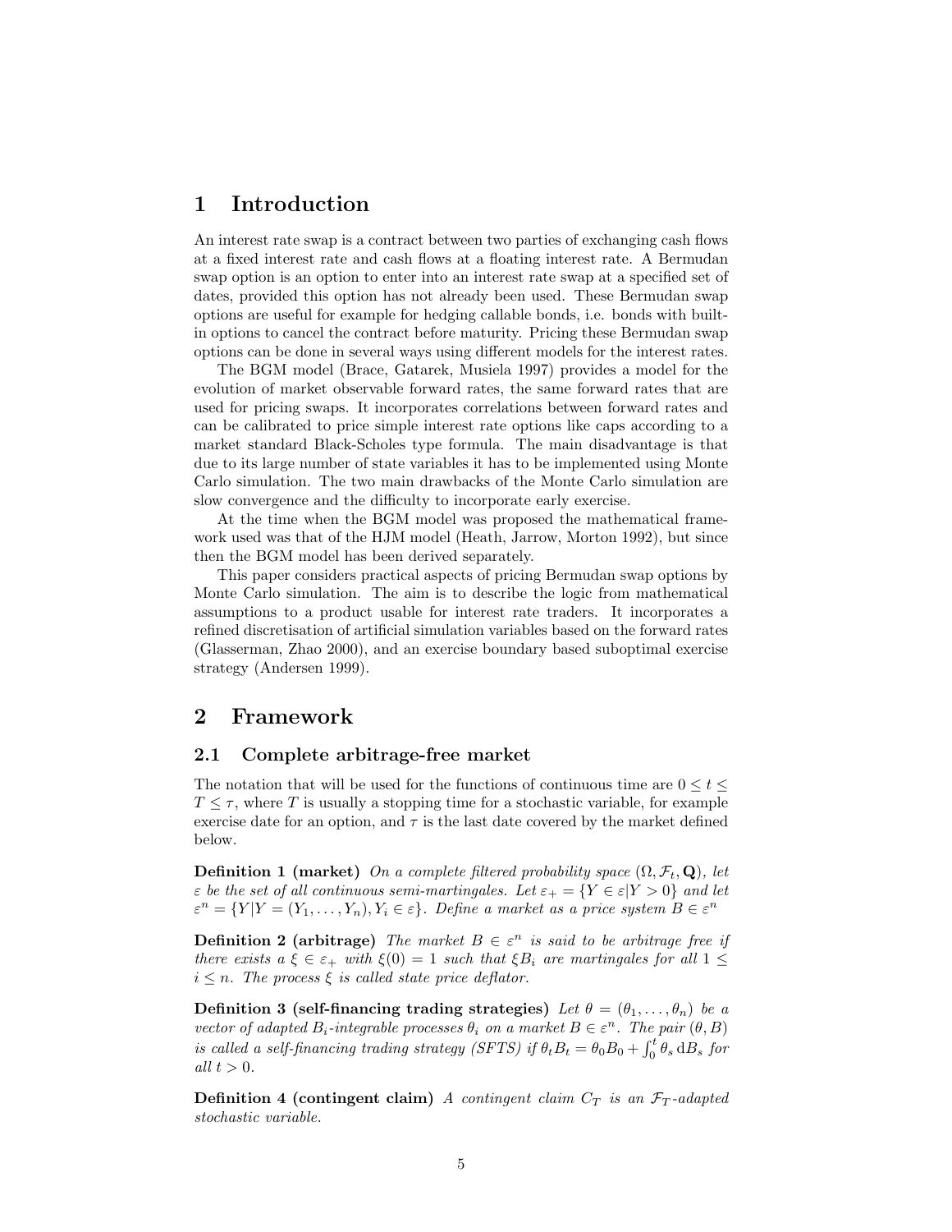# 1 Introduction

An interest rate swap is a contract between two parties of exchanging cash flows at a fixed interest rate and cash flows at a floating interest rate. A Bermudan swap option is an option to enter into an interest rate swap at a specified set of dates, provided this option has not already been used. These Bermudan swap options are useful for example for hedging callable bonds, i.e. bonds with built-in options to cancel the contract before maturity. Pricing these Bermudan swap options can be done in several ways using different models for the interest rates.

The BGM model (Brace, Gatarek, Musiela 1997) provides a model for the evolution of market observable forward rates, the same forward rates that are used for pricing swaps. It incorporates correlations between forward rates and can be calibrated to price simple interest rate options like caps according to a market standard Black-Scholes type formula. The main disadvantage is that due to its large number of state variables it has to be implemented using Monte Carlo simulation. The two main drawbacks of the Monte Carlo simulation are slow convergence and the difficulty to incorporate early exercise.

At the time when the BGM model was proposed the mathematical framework used was that of the HJM (Heath, Jarrow, Morton 1992), but since then the BGM model has been derived separately.

This paper considers practical aspects of pricing Bermudan swap options by Monte Carlo simulation. The aim is to describe the logic from mathematical assumptions to a product usable for interest rate traders. It incorporates a refined discretisation of artificial simulation variables based on the forward rates (Glasserman, Zhao 2000), and an exercise boundary based suboptimal exercise strategy (Andersen 1999).

# 2 Framework

## 2.1 Complete arbitrage-free market

The notation that will be used for the functions of continuous time are $0 \leq t \leq T \leq \tau$, where $T$ is usually a stopping time for a stochastic variable, for example exercise date for an option, and $\tau$ is the last date covered by the market defined below.

**Definition 1 (market)** *On a complete filtered probability space* $(\Omega, \mathcal{F}_t, \mathbf{Q})$*, let* $\varepsilon$ *be the set of all continuous semi-martingales. Let* $\varepsilon_+ = \{Y \in \varepsilon | Y > 0\}$ *and let* $\varepsilon^n = \{Y | Y = (Y_1, \ldots, Y_n), Y_i \in \varepsilon\}$*. Define a market as a price system* $B \in \varepsilon^n$

**Definition 2 (arbitrage)** *The market* $B \in \varepsilon^n$ *is said to be arbitrage free if there exists a* $\xi \in \varepsilon_+$ *with* $\xi(0) = 1$ *such that* $\xi B_i$ *are martingales for all* $1 \leq i \leq n$*. The process* $\xi$ *is called state price deflator.*

**Definition 3 (self-financing trading strategies)** *Let* $\theta = (\theta_1, \ldots, \theta_n)$ *be a vector of adapted* $B_i$*-integrable processes* $\theta_i$ *on a market* $B \in \varepsilon^n$*. The pair* $(\theta, B)$ *is called a self-financing trading strategy (SFTS) if* $\theta_t B_t = \theta_0 B_0 + \int_0^t \theta_s \, \mathrm{d}B_s$ *for all* $t > 0$*.*

**Definition 4 (contingent claim)** *A contingent claim* $C_T$ *is an* $\mathcal{F}_T$*-adapted stochastic variable.*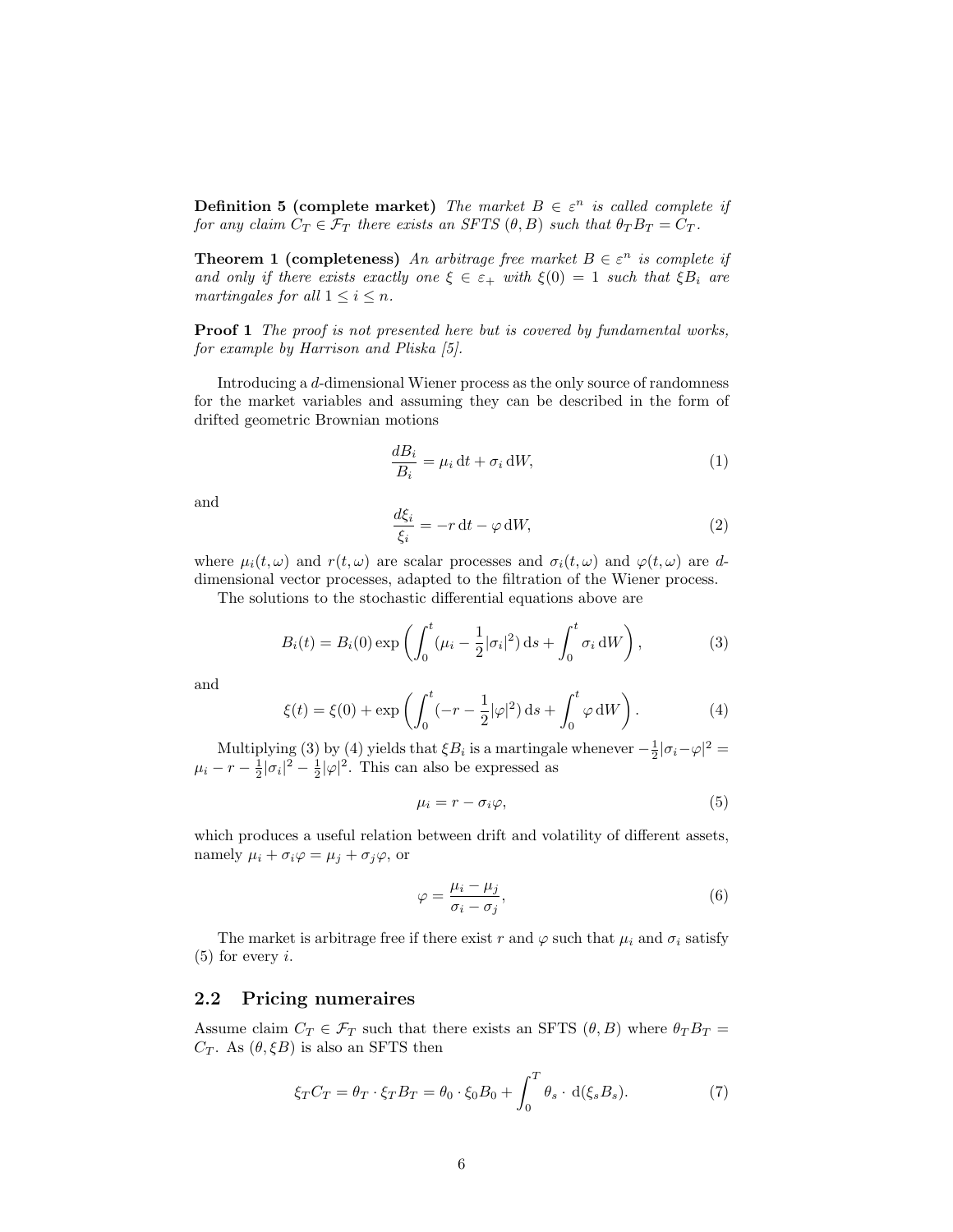**Definition 5 (complete market)** *The market $B \in \varepsilon^n$ is called complete if for any claim $C_T \in \mathcal{F}_T$ there exists an SFTS $(\theta, B)$ such that $\theta_T B_T = C_T$.*

**Theorem 1 (completeness)** *An arbitrage free market $B \in \varepsilon^n$ is complete if and only if there exists exactly one $\xi \in \varepsilon_+$ with $\xi(0) = 1$ such that $\xi B_i$ are martingales for all $1 \leq i \leq n$.*

**Proof 1** *The proof is not presented here but is covered by fundamental works, for example by Harrison and Pliska [5].*

Introducing a $d$-dimensional Wiener process as the only source of randomness for the market variables and assuming they can be described in the form of drifted geometric Brownian motions

$$\frac{dB_i}{B_i} = \mu_i \,\mathrm{d}t + \sigma_i \,\mathrm{d}W, \tag{1}$$

and

$$\frac{d\xi_i}{\xi_i} = -r \,\mathrm{d}t - \varphi \,\mathrm{d}W, \tag{2}$$

where $\mu_i(t, \omega)$ and $r(t, \omega)$ are scalar processes and $\sigma_i(t, \omega)$ and $\varphi(t, \omega)$ are $d$-dimensional vector processes, adapted to the filtration of the Wiener process.

The solutions to the stochastic differential equations above are

$$B_i(t) = B_i(0) \exp\left( \int_0^t (\mu_i - \frac{1}{2}|\sigma_i|^2) \,\mathrm{d}s + \int_0^t \sigma_i \,\mathrm{d}W \right), \tag{3}$$

and

$$\xi(t) = \xi(0) + \exp\left( \int_0^t (-r - \frac{1}{2}|\varphi|^2) \,\mathrm{d}s + \int_0^t \varphi \,\mathrm{d}W \right). \tag{4}$$

Multiplying (3) by (4) yields that $\xi B_i$ is a martingale whenever $-\frac{1}{2}|\sigma_i - \varphi|^2 = \mu_i - r - \frac{1}{2}|\sigma_i|^2 - \frac{1}{2}|\varphi|^2$. This can also be expressed as

$$\mu_i = r - \sigma_i \varphi, \tag{5}$$

which produces a useful relation between drift and volatility of different assets, namely $\mu_i + \sigma_i \varphi = \mu_j + \sigma_j \varphi$, or

$$\varphi = \frac{\mu_i - \mu_j}{\sigma_i - \sigma_j}, \tag{6}$$

The market is arbitrage free if there exist $r$ and $\varphi$ such that $\mu_i$ and $\sigma_i$ satisfy (5) for every $i$.

## 2.2 Pricing numeraires

Assume claim $C_T \in \mathcal{F}_T$ such that there exists an SFTS $(\theta, B)$ where $\theta_T B_T = C_T$. As $(\theta, \xi B)$ is also an SFTS then

$$\xi_T C_T = \theta_T \cdot \xi_T B_T = \theta_0 \cdot \xi_0 B_0 + \int_0^T \theta_s \cdot \,\mathrm{d}(\xi_s B_s). \tag{7}$$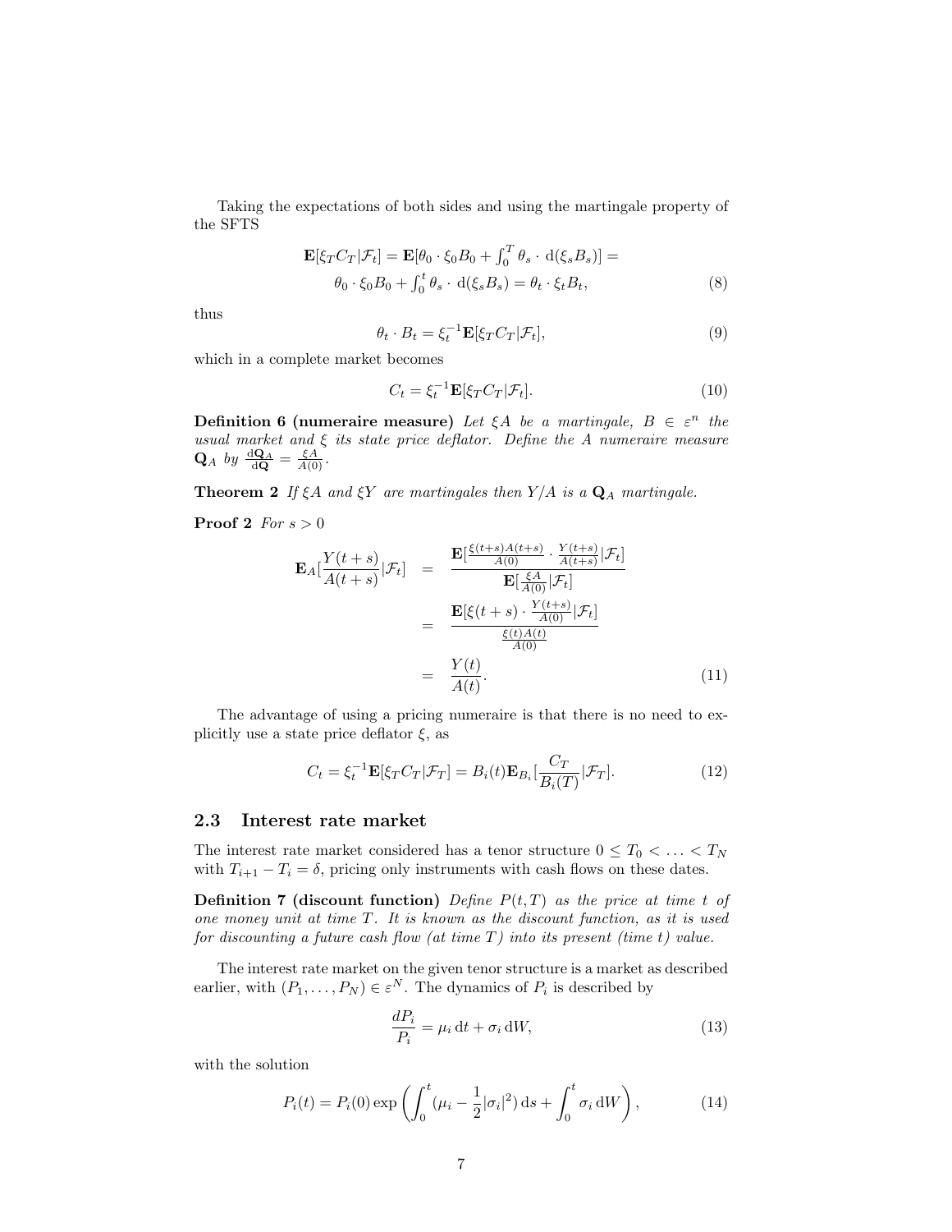Taking the expectations of both sides and using the martingale property of the SFTS

$$
\begin{aligned}
\mathbf{E}[\xi_T C_T|\mathcal{F}_t] = \mathbf{E}[\theta_0 \cdot \xi_0 B_0 + \textstyle\int_0^T \theta_s \cdot \,\mathrm{d}(\xi_s B_s)] = \\
\theta_0 \cdot \xi_0 B_0 + \textstyle\int_0^t \theta_s \cdot \,\mathrm{d}(\xi_s B_s) = \theta_t \cdot \xi_t B_t,
\end{aligned} \tag{8}
$$

thus

$$
\theta_t \cdot B_t = \xi_t^{-1} \mathbf{E}[\xi_T C_T|\mathcal{F}_t], \tag{9}
$$

which in a complete market becomes

$$
C_t = \xi_t^{-1} \mathbf{E}[\xi_T C_T|\mathcal{F}_t]. \tag{10}
$$

**Definition 6 (numeraire measure)** *Let $\xi A$ be a martingale, $B \in \varepsilon^n$ the usual market and $\xi$ its state price deflator. Define the $A$ numeraire measure $\mathbf{Q}_A$ by $\frac{\mathrm{d}\mathbf{Q}_A}{\mathrm{d}\mathbf{Q}} = \frac{\xi A}{A(0)}$.*

**Theorem 2** *If $\xi A$ and $\xi Y$ are martingales then $Y/A$ is a $\mathbf{Q}_A$ martingale.*

**Proof 2** *For $s > 0$*

$$
\begin{aligned}
\mathbf{E}_A[\frac{Y(t+s)}{A(t+s)}|\mathcal{F}_t] &= \frac{\mathbf{E}[\frac{\xi(t+s)A(t+s)}{A(0)} \cdot \frac{Y(t+s)}{A(t+s)}|\mathcal{F}_t]}{\mathbf{E}[\frac{\xi A}{A(0)}|\mathcal{F}_t]} \\
&= \frac{\mathbf{E}[\xi(t+s) \cdot \frac{Y(t+s)}{A(0)}|\mathcal{F}_t]}{\frac{\xi(t)A(t)}{A(0)}} \\
&= \frac{Y(t)}{A(t)}.
\end{aligned} \tag{11}
$$

The advantage of using a pricing numeraire is that there is no need to explicitly use a state price deflator $\xi$, as

$$
C_t = \xi_t^{-1} \mathbf{E}[\xi_T C_T|\mathcal{F}_T] = B_i(t) \mathbf{E}_{B_i}[\frac{C_T}{B_i(T)}|\mathcal{F}_T]. \tag{12}
$$

## 2.3 Interest rate market

The interest rate market considered has a tenor structure $0 \leq T_0 < \ldots < T_N$ with $T_{i+1} - T_i = \delta$, pricing only instruments with cash flows on these dates.

**Definition 7 (discount function)** *Define $P(t, T)$ as the price at time $t$ of one money unit at time $T$. It is known as the discount function, as it is used for discounting a future cash flow (at time $T$) into its present (time $t$) value.*

The interest rate market on the given tenor structure is a market as described earlier, with $(P_1, \ldots, P_N) \in \varepsilon^N$. The dynamics of $P_i$ is described by

$$
\frac{dP_i}{P_i} = \mu_i \,\mathrm{d}t + \sigma_i \,\mathrm{d}W, \tag{13}
$$

with the solution

$$
P_i(t) = P_i(0) \exp\left( \int_0^t (\mu_i - \frac{1}{2}|\sigma_i|^2) \,\mathrm{d}s + \int_0^t \sigma_i \,\mathrm{d}W \right), \tag{14}
$$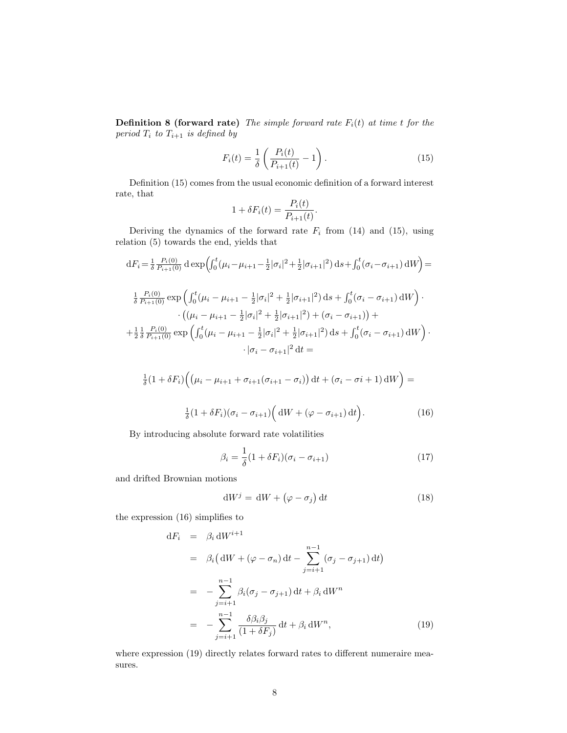**Definition 8 (forward rate)** *The simple forward rate $F_i(t)$ at time $t$ for the period $T_i$ to $T_{i+1}$ is defined by*

$$F_i(t) = \frac{1}{\delta}\left(\frac{P_i(t)}{P_{i+1}(t)} - 1\right). \tag{15}$$

Definition (15) comes from the usual economic definition of a forward interest rate, that

$$1 + \delta F_i(t) = \frac{P_i(t)}{P_{i+1}(t)}.$$

Deriving the dynamics of the forward rate $F_i$ from (14) and (15), using relation (5) towards the end, yields that

$$\mathrm{d}F_i = \tfrac{1}{\delta}\tfrac{P_i(0)}{P_{i+1}(0)}\,\mathrm{d}\exp\Big(\textstyle\int_0^t(\mu_i - \mu_{i+1} - \tfrac{1}{2}|\sigma_i|^2 + \tfrac{1}{2}|\sigma_{i+1}|^2)\,\mathrm{d}s + \int_0^t(\sigma_i - \sigma_{i+1})\,\mathrm{d}W\Big) =$$

$$\tfrac{1}{\delta}\tfrac{P_i(0)}{P_{i+1}(0)}\exp\Big(\textstyle\int_0^t(\mu_i - \mu_{i+1} - \tfrac{1}{2}|\sigma_i|^2 + \tfrac{1}{2}|\sigma_{i+1}|^2)\,\mathrm{d}s + \int_0^t(\sigma_i - \sigma_{i+1})\,\mathrm{d}W\Big)\cdot$$
$$\cdot\big((\mu_i - \mu_{i+1} - \tfrac{1}{2}|\sigma_i|^2 + \tfrac{1}{2}|\sigma_{i+1}|^2) + (\sigma_i - \sigma_{i+1})\big) +$$
$$+\tfrac{1}{2}\tfrac{1}{\delta}\tfrac{P_i(0)}{P_{i+1}(0)}\exp\Big(\textstyle\int_0^t(\mu_i - \mu_{i+1} - \tfrac{1}{2}|\sigma_i|^2 + \tfrac{1}{2}|\sigma_{i+1}|^2)\,\mathrm{d}s + \int_0^t(\sigma_i - \sigma_{i+1})\,\mathrm{d}W\Big)\cdot$$
$$\cdot|\sigma_i - \sigma_{i+1}|^2\,\mathrm{d}t =$$

$$\tfrac{1}{\delta}(1 + \delta F_i)\Big(\big(\mu_i - \mu_{i+1} + \sigma_{i+1}(\sigma_{i+1} - \sigma_i)\big)\,\mathrm{d}t + (\sigma_i - \sigma i + 1)\,\mathrm{d}W\Big) =$$

$$\tfrac{1}{\delta}(1 + \delta F_i)(\sigma_i - \sigma_{i+1})\Big(\,\mathrm{d}W + (\varphi - \sigma_{i+1})\,\mathrm{d}t\Big). \tag{16}$$

By introducing absolute forward rate volatilities

$$\beta_i = \frac{1}{\delta}(1 + \delta F_i)(\sigma_i - \sigma_{i+1}) \tag{17}$$

and drifted Brownian motions

$$\mathrm{d}W^j = \mathrm{d}W + \big(\varphi - \sigma_j\big)\,\mathrm{d}t \tag{18}$$

the expression (16) simplifies to

$$\begin{aligned}
\mathrm{d}F_i &= \beta_i\,\mathrm{d}W^{i+1} \\
&= \beta_i\big(\,\mathrm{d}W + (\varphi - \sigma_n)\,\mathrm{d}t - \sum_{j=i+1}^{n-1}(\sigma_j - \sigma_{j+1})\,\mathrm{d}t\big) \\
&= -\sum_{j=i+1}^{n-1}\beta_i(\sigma_j - \sigma_{j+1})\,\mathrm{d}t + \beta_i\,\mathrm{d}W^n \\
&= -\sum_{j=i+1}^{n-1}\frac{\delta\beta_i\beta_j}{(1 + \delta F_j)}\,\mathrm{d}t + \beta_i\,\mathrm{d}W^n,
\end{aligned} \tag{19}$$

where expression (19) directly relates forward rates to different numeraire measures.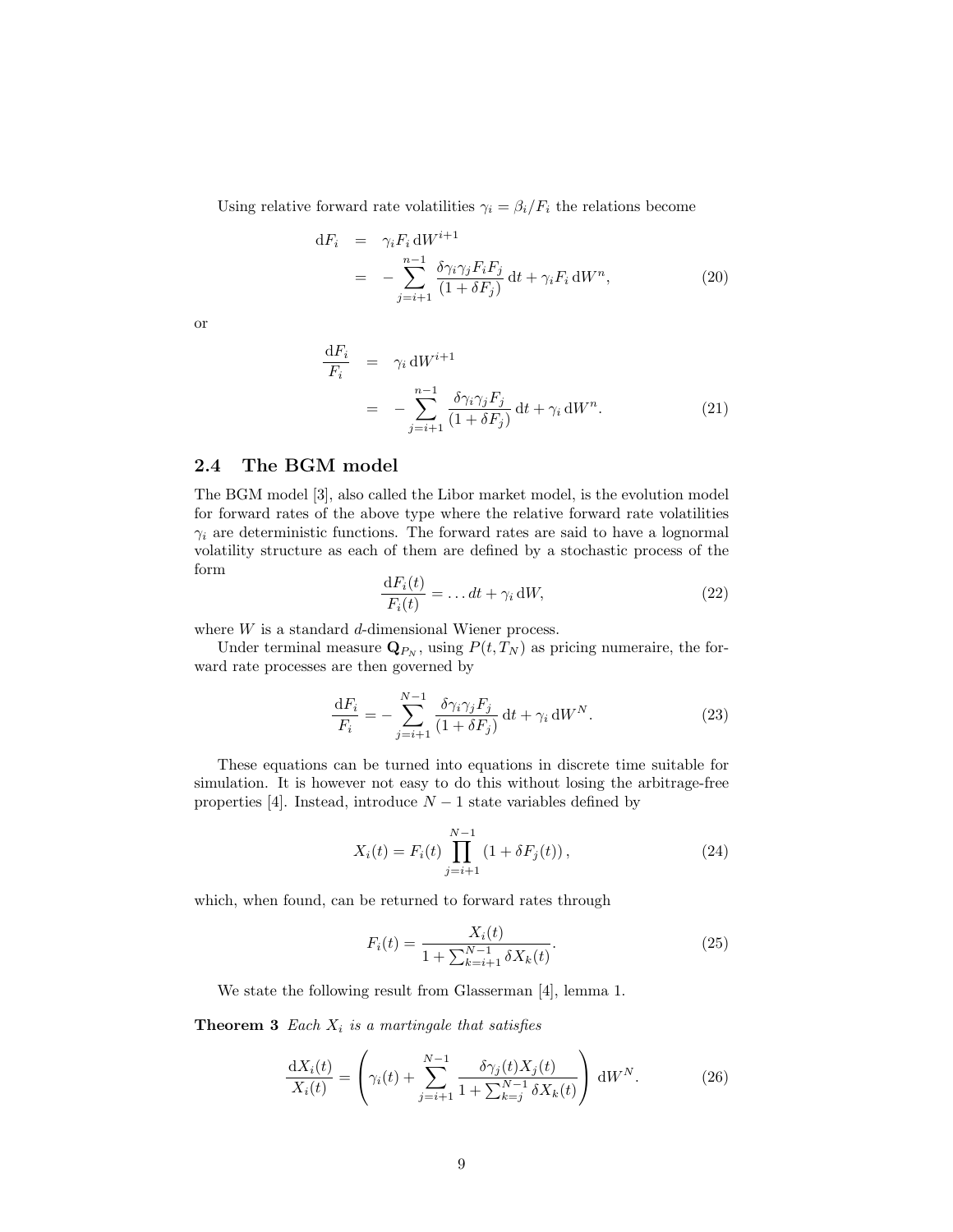Using relative forward rate volatilities $\gamma_i = \beta_i / F_i$ the relations become

$$
\begin{aligned}
\mathrm{d}F_i &= \gamma_i F_i \,\mathrm{d}W^{i+1} \\
&= -\sum_{j=i+1}^{n-1} \frac{\delta \gamma_i \gamma_j F_i F_j}{(1+\delta F_j)} \,\mathrm{d}t + \gamma_i F_i \,\mathrm{d}W^n,
\end{aligned}
\tag{20}
$$

or

$$
\begin{aligned}
\frac{\mathrm{d}F_i}{F_i} &= \gamma_i \,\mathrm{d}W^{i+1} \\
&= -\sum_{j=i+1}^{n-1} \frac{\delta \gamma_i \gamma_j F_j}{(1+\delta F_j)} \,\mathrm{d}t + \gamma_i \,\mathrm{d}W^n.
\end{aligned}
\tag{21}
$$

## 2.4 The BGM model

The BGM model [3], also called the Libor market model, is the evolution model for forward rates of the above type where the relative forward rate volatilities $\gamma_i$ are deterministic functions. The forward rates are said to have a lognormal volatility structure as each of them are defined by a stochastic process of the form

$$
\frac{\mathrm{d}F_i(t)}{F_i(t)} = \ldots dt + \gamma_i \,\mathrm{d}W, \tag{22}
$$

where $W$ is a standard $d$-dimensional Wiener process.

Under terminal measure $\mathbf{Q}_{P_N}$, using $P(t, T_N)$ as pricing numeraire, the forward rate processes are then governed by

$$
\frac{\mathrm{d}F_i}{F_i} = -\sum_{j=i+1}^{N-1} \frac{\delta \gamma_i \gamma_j F_j}{(1+\delta F_j)} \,\mathrm{d}t + \gamma_i \,\mathrm{d}W^N. \tag{23}
$$

These equations can be turned into equations in discrete time suitable for simulation. It is however not easy to do this without losing the arbitrage-free properties [4]. Instead, introduce $N-1$ state variables defined by

$$
X_i(t) = F_i(t) \prod_{j=i+1}^{N-1} \left(1 + \delta F_j(t)\right), \tag{24}
$$

which, when found, can be returned to forward rates through

$$
F_i(t) = \frac{X_i(t)}{1 + \sum_{k=i+1}^{N-1} \delta X_k(t)}. \tag{25}
$$

We state the following result from Glasserman [4], lemma 1.

**Theorem 3** *Each $X_i$ is a martingale that satisfies*

$$
\frac{\mathrm{d}X_i(t)}{X_i(t)} = \left( \gamma_i(t) + \sum_{j=i+1}^{N-1} \frac{\delta \gamma_j(t) X_j(t)}{1 + \sum_{k=j}^{N-1} \delta X_k(t)} \right) \mathrm{d}W^N. \tag{26}
$$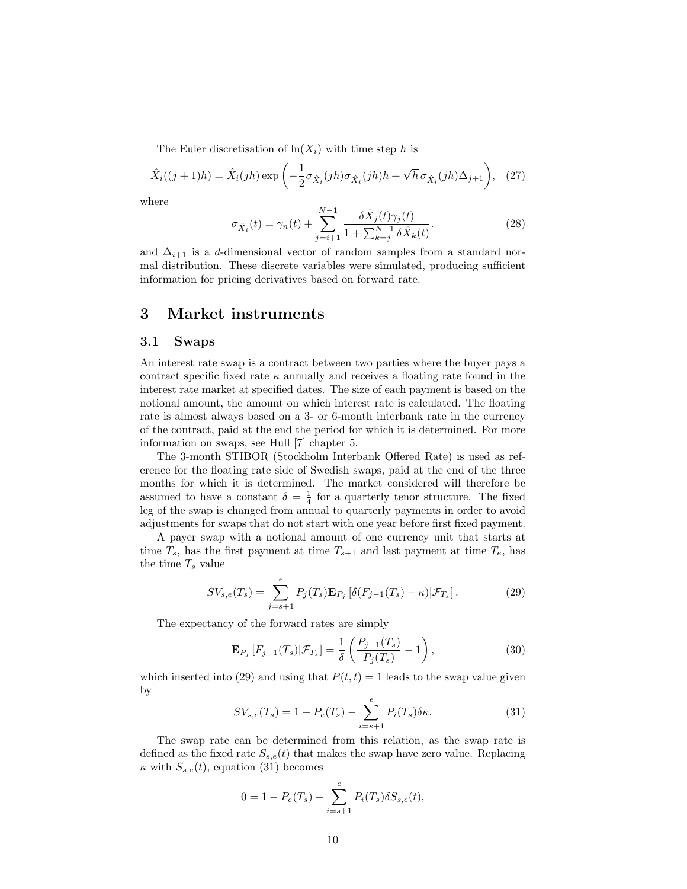The Euler discretisation of $\ln(X_i)$ with time step $h$ is

$$\hat{X}_i((j+1)h) = \hat{X}_i(jh) \exp\left(-\frac{1}{2}\sigma_{\hat{X}_i}(jh)\sigma_{\hat{X}_i}(jh)h + \sqrt{h}\,\sigma_{\hat{X}_i}(jh)\Delta_{j+1}\right), \quad (27)$$

where

$$\sigma_{\hat{X}_i}(t) = \gamma_n(t) + \sum_{j=i+1}^{N-1} \frac{\delta \hat{X}_j(t)\gamma_j(t)}{1 + \sum_{k=j}^{N-1} \delta \hat{X}_k(t)}. \quad (28)$$

and $\Delta_{i+1}$ is a $d$-dimensional vector of random samples from a standard normal distribution. These discrete variables were simulated, producing sufficient information for pricing derivatives based on forward rate.

# 3 Market instruments

## 3.1 Swaps

An interest rate swap is a contract between two parties where the buyer pays a contract specific fixed rate $\kappa$ annually and receives a floating rate found in the interest rate market at specified dates. The size of each payment is based on the notional amount, the amount on which interest rate is calculated. The floating rate is almost always based on a 3- or 6-month interbank rate in the currency of the contract, paid at the end the period for which it is determined. For more information on swaps, see Hull [7] chapter 5.

The 3-month STIBOR (Stockholm Interbank Offered Rate) is used as reference for the floating rate side of Swedish swaps, paid at the end of the three months for which it is determined. The market considered will therefore be assumed to have a constant $\delta = \frac{1}{4}$ for a quarterly tenor structure. The fixed leg of the swap is changed from annual to quarterly payments in order to avoid adjustments for swaps that do not start with one year before first fixed payment.

A payer swap with a notional amount of one currency unit that starts at time $T_s$, has the first payment at time $T_{s+1}$ and last payment at time $T_e$, has the time $T_s$ value

$$SV_{s,e}(T_s) = \sum_{j=s+1}^{e} P_j(T_s)\mathbf{E}_{P_j}\left[\delta(F_{j-1}(T_s) - \kappa)|\mathcal{F}_{T_s}\right]. \quad (29)$$

The expectancy of the forward rates are simply

$$\mathbf{E}_{P_j}\left[F_{j-1}(T_s)|\mathcal{F}_{T_s}\right] = \frac{1}{\delta}\left(\frac{P_{j-1}(T_s)}{P_j(T_s)} - 1\right), \quad (30)$$

which inserted into (29) and using that $P(t,t) = 1$ leads to the swap value given by

$$SV_{s,e}(T_s) = 1 - P_e(T_s) - \sum_{i=s+1}^{e} P_i(T_s)\delta\kappa. \quad (31)$$

The swap rate can be determined from this relation, as the swap rate is defined as the fixed rate $S_{s,e}(t)$ that makes the swap have zero value. Replacing $\kappa$ with $S_{s,e}(t)$, equation (31) becomes

$$0 = 1 - P_e(T_s) - \sum_{i=s+1}^{e} P_i(T_s)\delta S_{s,e}(t),$$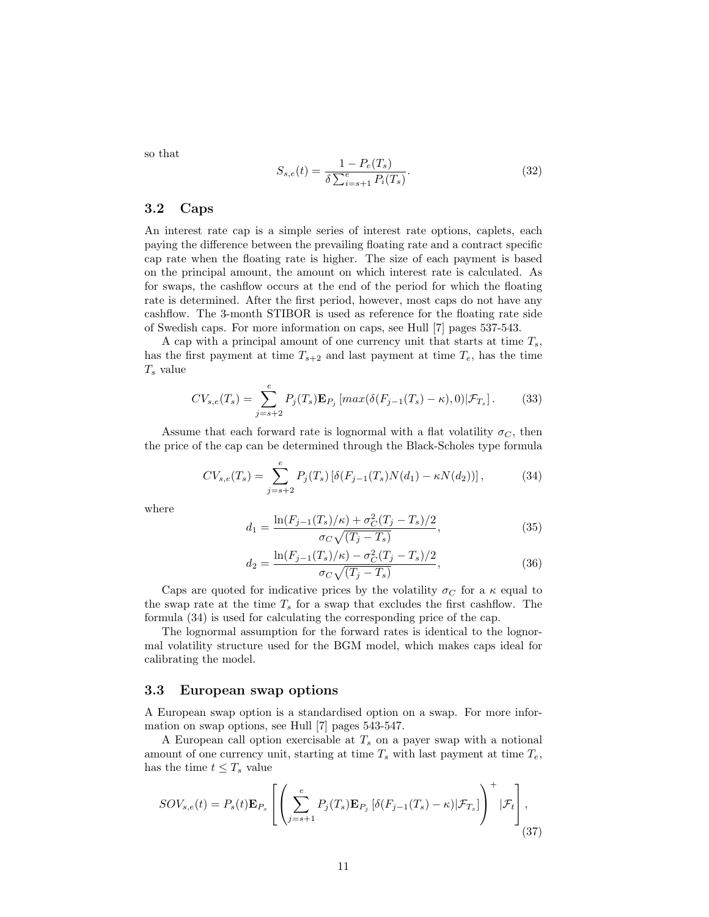so that

$$S_{s,e}(t) = \frac{1 - P_e(T_s)}{\delta \sum_{i=s+1}^{e} P_i(T_s)}. \tag{32}$$

### 3.2 Caps

An interest rate cap is a simple series of interest rate options, caplets, each paying the difference between the prevailing floating rate and a contract specific cap rate when the floating rate is higher. The size of each payment is based on the principal amount, the amount on which interest rate is calculated. As for swaps, the cashflow occurs at the end of the period for which the floating rate is determined. After the first period, however, most caps do not have any cashflow. The 3-month STIBOR is used as reference for the floating rate side of Swedish caps. For more information on caps, see Hull [7] pages 537-543.

A cap with a principal amount of one currency unit that starts at time $T_s$, has the first payment at time $T_{s+2}$ and last payment at time $T_e$, has the time $T_s$ value

$$CV_{s,e}(T_s) = \sum_{j=s+2}^{e} P_j(T_s) \mathbf{E}_{P_j} \left[ max(\delta(F_{j-1}(T_s) - \kappa), 0) | \mathcal{F}_{T_s} \right]. \tag{33}$$

Assume that each forward rate is lognormal with a flat volatility $\sigma_C$, then the price of the cap can be determined through the Black-Scholes type formula

$$CV_{s,e}(T_s) = \sum_{j=s+2}^{e} P_j(T_s) \left[ \delta(F_{j-1}(T_s) N(d_1) - \kappa N(d_2)) \right], \tag{34}$$

where

$$d_1 = \frac{\ln(F_{j-1}(T_s)/\kappa) + \sigma_C^2 (T_j - T_s)/2}{\sigma_C \sqrt{(T_j - T_s)}}, \tag{35}$$

$$d_2 = \frac{\ln(F_{j-1}(T_s)/\kappa) - \sigma_C^2 (T_j - T_s)/2}{\sigma_C \sqrt{(T_j - T_s)}}, \tag{36}$$

Caps are quoted for indicative prices by the volatility $\sigma_C$ for a $\kappa$ equal to the swap rate at the time $T_s$ for a swap that excludes the first cashflow. The formula (34) is used for calculating the corresponding price of the cap.

The lognormal assumption for the forward rates is identical to the lognormal volatility structure used for the BGM model, which makes caps ideal for calibrating the model.

### 3.3 European swap options

A European swap option is a standardised option on a swap. For more information on swap options, see Hull [7] pages 543-547.

A European call option exercisable at $T_s$ on a payer swap with a notional amount of one currency unit, starting at time $T_s$ with last payment at time $T_e$, has the time $t \leq T_s$ value

$$SOV_{s,e}(t) = P_s(t) \mathbf{E}_{P_s} \left[ \left( \sum_{j=s+1}^{e} P_j(T_s) \mathbf{E}_{P_j} \left[ \delta(F_{j-1}(T_s) - \kappa) | \mathcal{F}_{T_s} \right] \right)^+ | \mathcal{F}_t \right], \tag{37}$$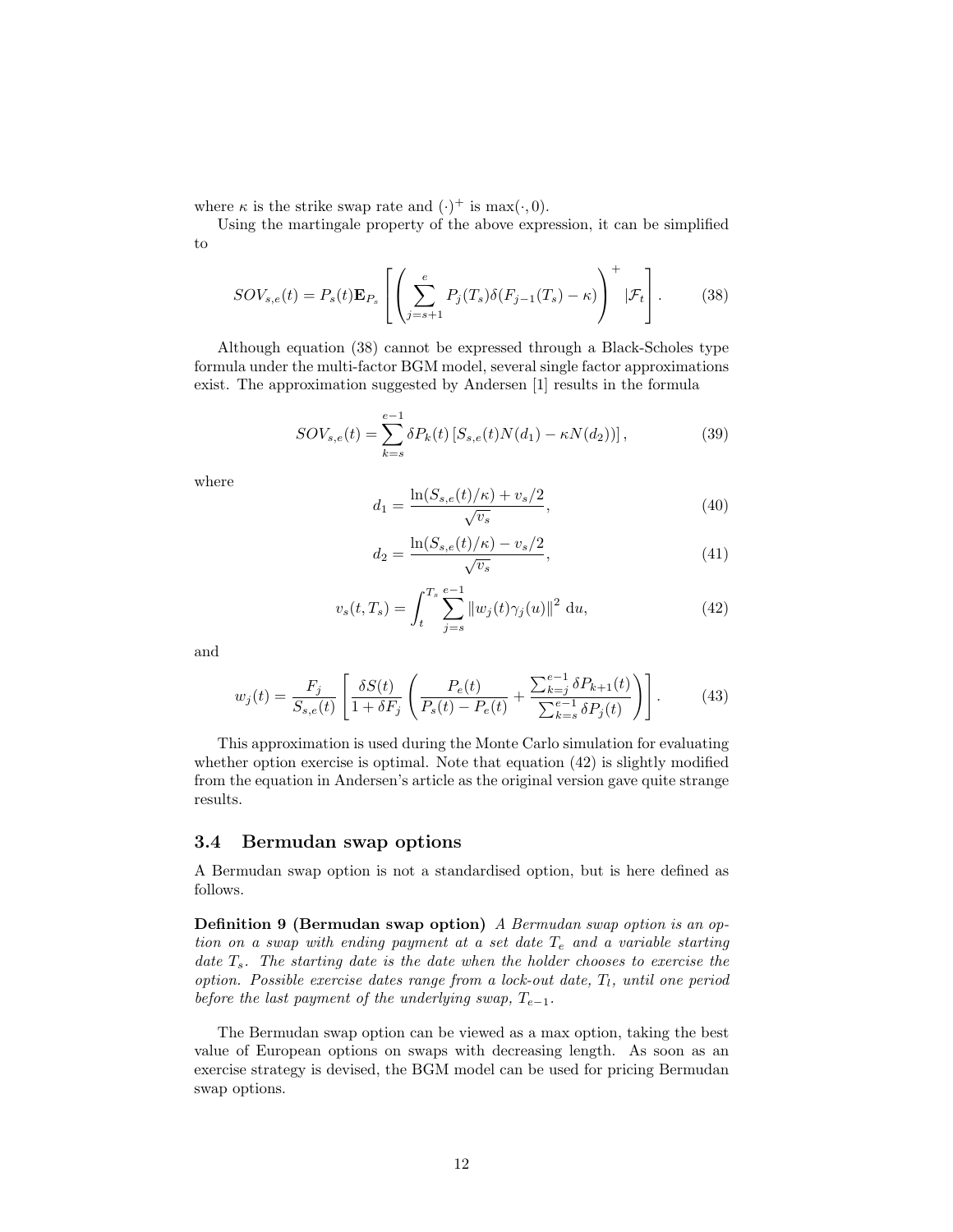where $\kappa$ is the strike swap rate and $(\cdot)^+$ is $\max(\cdot, 0)$.

Using the martingale property of the above expression, it can be simplified to

$$SOV_{s,e}(t) = P_s(t)\mathbf{E}_{P_s}\left[\left(\sum_{j=s+1}^{e} P_j(T_s)\delta(F_{j-1}(T_s)-\kappa)\right)^+ |\mathcal{F}_t\right]. \tag{38}$$

Although equation (38) cannot be expressed through a Black-Scholes type formula under the multi-factor BGM model, several single factor approximations exist. The approximation suggested by Andersen [1] results in the formula

$$SOV_{s,e}(t) = \sum_{k=s}^{e-1} \delta P_k(t)\left[S_{s,e}(t)N(d_1) - \kappa N(d_2)\right], \tag{39}$$

where

$$d_1 = \frac{\ln(S_{s,e}(t)/\kappa) + v_s/2}{\sqrt{v_s}}, \tag{40}$$

$$d_2 = \frac{\ln(S_{s,e}(t)/\kappa) - v_s/2}{\sqrt{v_s}}, \tag{41}$$

$$v_s(t, T_s) = \int_t^{T_s} \sum_{j=s}^{e-1} \|w_j(t)\gamma_j(u)\|^2 \, \mathrm{d}u, \tag{42}$$

and

$$w_j(t) = \frac{F_j}{S_{s,e}(t)}\left[\frac{\delta S(t)}{1+\delta F_j}\left(\frac{P_e(t)}{P_s(t) - P_e(t)} + \frac{\sum_{k=j}^{e-1}\delta P_{k+1}(t)}{\sum_{k=s}^{e-1}\delta P_j(t)}\right)\right]. \tag{43}$$

This approximation is used during the Monte Carlo simulation for evaluating whether option exercise is optimal. Note that equation (42) is slightly modified from the equation in Andersen's article as the original version gave quite strange results.

### 3.4 Bermudan swap options

A Bermudan swap option is not a standardised option, but is here defined as follows.

**Definition 9 (Bermudan swap option)** *A Bermudan swap option is an option on a swap with ending payment at a set date $T_e$ and a variable starting date $T_s$. The starting date is the date when the holder chooses to exercise the option. Possible exercise dates range from a lock-out date, $T_l$, until one period before the last payment of the underlying swap, $T_{e-1}$.*

The Bermudan swap option can be viewed as a max option, taking the best value of European options on swaps with decreasing length. As soon as an exercise strategy is devised, the BGM model can be used for pricing Bermudan swap options.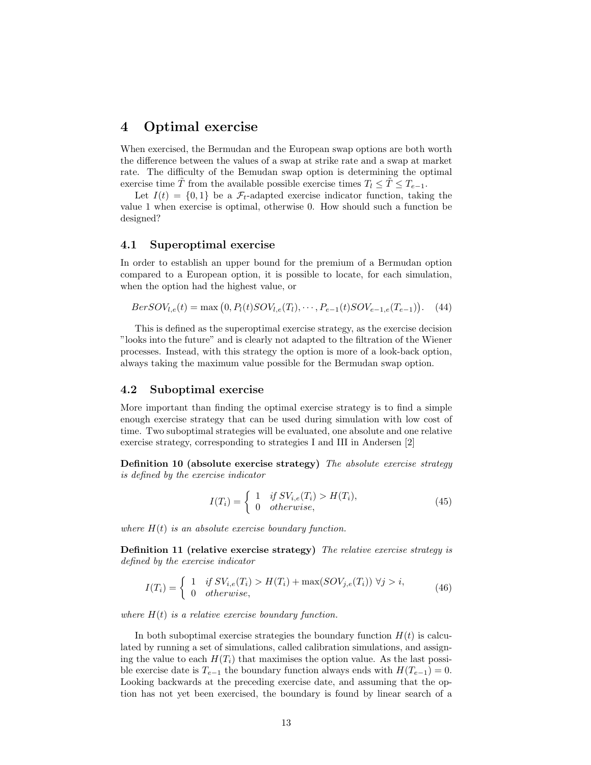# 4 Optimal exercise

When exercised, the Bermudan and the European swap options are both worth the difference between the values of a swap at strike rate and a swap at market rate. The difficulty of the Bemudan swap option is determining the optimal exercise time $\tilde{T}$ from the available possible exercise times $T_l \leq \tilde{T} \leq T_{e-1}$.

Let $I(t) = \{0, 1\}$ be a $\mathcal{F}_t$-adapted exercise indicator function, taking the value 1 when exercise is optimal, otherwise 0. How should such a function be designed?

## 4.1 Superoptimal exercise

In order to establish an upper bound for the premium of a Bermudan option compared to a European option, it is possible to locate, for each simulation, when the option had the highest value, or

$$BerSOV_{l,e}(t) = \max\left(0, P_l(t)SOV_{l,e}(T_l), \cdots, P_{e-1}(t)SOV_{e-1,e}(T_{e-1})\right). \quad (44)$$

This is defined as the superoptimal exercise strategy, as the exercise decision "looks into the future" and is clearly not adapted to the filtration of the Wiener processes. Instead, with this strategy the option is more of a look-back option, always taking the maximum value possible for the Bermudan swap option.

## 4.2 Suboptimal exercise

More important than finding the optimal exercise strategy is to find a simple enough exercise strategy that can be used during simulation with low cost of time. Two suboptimal strategies will be evaluated, one absolute and one relative exercise strategy, corresponding to strategies I and III in Andersen [2]

**Definition 10 (absolute exercise strategy)** *The absolute exercise strategy is defined by the exercise indicator*

$$I(T_i) = \begin{cases} 1 & \text{if } SV_{i,e}(T_i) > H(T_i), \\ 0 & \text{otherwise}, \end{cases} \quad (45)$$

*where $H(t)$ is an absolute exercise boundary function.*

**Definition 11 (relative exercise strategy)** *The relative exercise strategy is defined by the exercise indicator*

$$I(T_i) = \begin{cases} 1 & \text{if } SV_{i,e}(T_i) > H(T_i) + \max(SOV_{j,e}(T_i)) \; \forall j > i, \\ 0 & \text{otherwise}, \end{cases} \quad (46)$$

*where $H(t)$ is a relative exercise boundary function.*

In both suboptimal exercise strategies the boundary function $H(t)$ is calculated by running a set of simulations, called calibration simulations, and assigning the value to each $H(T_i)$ that maximises the option value. As the last possible exercise date is $T_{e-1}$ the boundary function always ends with $H(T_{e-1}) = 0$. Looking backwards at the preceding exercise date, and assuming that the option has not yet been exercised, the boundary is found by linear search of a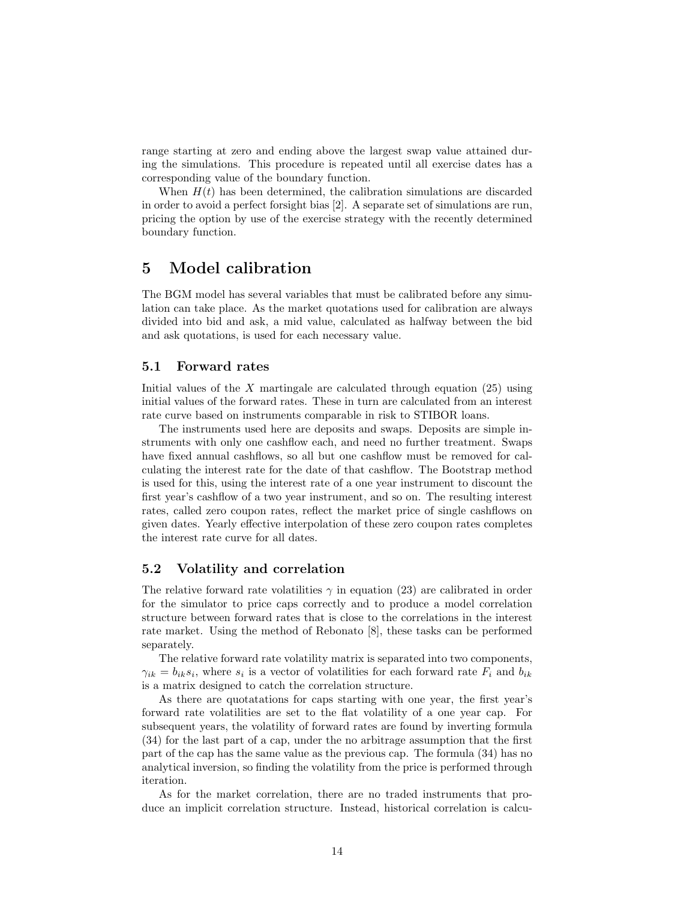range starting at zero and ending above the largest swap value attained during the simulations. This procedure is repeated until all exercise dates has a corresponding value of the boundary function.

When $H(t)$ has been determined, the calibration simulations are discarded in order to avoid a perfect forsight bias [2]. A separate set of simulations are run, pricing the option by use of the exercise strategy with the recently determined boundary function.

# 5 Model calibration

The BGM model has several variables that must be calibrated before any simulation can take place. As the market quotations used for calibration are always divided into bid and ask, a mid value, calculated as halfway between the bid and ask quotations, is used for each necessary value.

## 5.1 Forward rates

Initial values of the $X$ martingale are calculated through equation (25) using initial values of the forward rates. These in turn are calculated from an interest rate curve based on instruments comparable in risk to STIBOR loans.

The instruments used here are deposits and swaps. Deposits are simple instruments with only one cashflow each, and need no further treatment. Swaps have fixed annual cashflows, so all but one cashflow must be removed for calculating the interest rate for the date of that cashflow. The Bootstrap method is used for this, using the interest rate of a one year instrument to discount the first year's cashflow of a two year instrument, and so on. The resulting interest rates, called zero coupon rates, reflect the market price of single cashflows on given dates. Yearly effective interpolation of these zero coupon rates completes the interest rate curve for all dates.

## 5.2 Volatility and correlation

The relative forward rate volatilities $\gamma$ in equation (23) are calibrated in order for the simulator to price caps correctly and to produce a model correlation structure between forward rates that is close to the correlations in the interest rate market. Using the method of Rebonato [8], these tasks can be performed separately.

The relative forward rate volatility matrix is separated into two components, $\gamma_{ik} = b_{ik} s_i$, where $s_i$ is a vector of volatilities for each forward rate $F_i$ and $b_{ik}$ is a matrix designed to catch the correlation structure.

As there are quotatations for caps starting with one year, the first year's forward rate volatilities are set to the flat volatility of a one year cap. For subsequent years, the volatility of forward rates are found by inverting formula (34) for the last part of a cap, under the no arbitrage assumption that the first part of the cap has the same value as the previous cap. The formula (34) has no analytical inversion, so finding the volatility from the price is performed through iteration.

As for the market correlation, there are no traded instruments that produce an implicit correlation structure. Instead, historical correlation is calcu-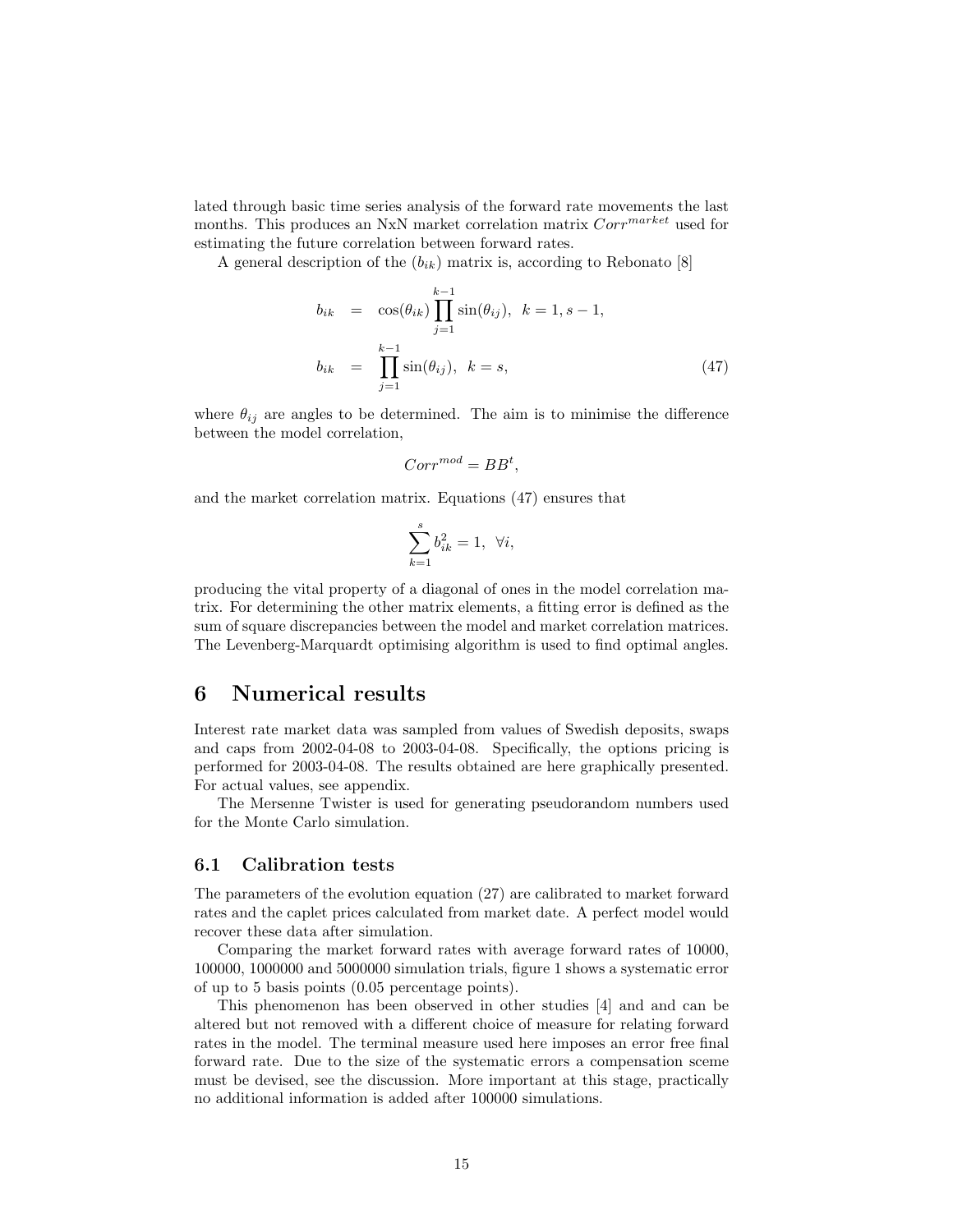lated through basic time series analysis of the forward rate movements the last months. This produces an NxN market correlation matrix $Corr^{market}$ used for estimating the future correlation between forward rates.

A general description of the $(b_{ik})$ matrix is, according to Rebonato [8]

$$
\begin{aligned}
b_{ik} &= \cos(\theta_{ik}) \prod_{j=1}^{k-1} \sin(\theta_{ij}), \;\; k = 1, s-1, \\
b_{ik} &= \prod_{j=1}^{k-1} \sin(\theta_{ij}), \;\; k = s,
\end{aligned}
\tag{47}
$$

where $\theta_{ij}$ are angles to be determined. The aim is to minimise the difference between the model correlation,

$$
Corr^{mod} = BB^t,
$$

and the market correlation matrix. Equations (47) ensures that

$$
\sum_{k=1}^{s} b_{ik}^2 = 1, \;\; \forall i,
$$

producing the vital property of a diagonal of ones in the model correlation matrix. For determining the other matrix elements, a fitting error is defined as the sum of square discrepancies between the model and market correlation matrices. The Levenberg-Marquardt optimising algorithm is used to find optimal angles.

# 6 Numerical results

Interest rate market data was sampled from values of Swedish deposits, swaps and caps from 2002-04-08 to 2003-04-08. Specifically, the options pricing is performed for 2003-04-08. The results obtained are here graphically presented. For actual values, see appendix.

The Mersenne Twister is used for generating pseudorandom numbers used for the Monte Carlo simulation.

## 6.1 Calibration tests

The parameters of the evolution equation (27) are calibrated to market forward rates and the caplet prices calculated from market date. A perfect model would recover these data after simulation.

Comparing the market forward rates with average forward rates of 10000, 100000, 1000000 and 5000000 simulation trials, figure 1 shows a systematic error of up to 5 basis points (0.05 percentage points).

This phenomenon has been observed in other studies [4] and and can be altered but not removed with a different choice of measure for relating forward rates in the model. The terminal measure used here imposes an error free final forward rate. Due to the size of the systematic errors a compensation sceme must be devised, see the discussion. More important at this stage, practically no additional information is added after 100000 simulations.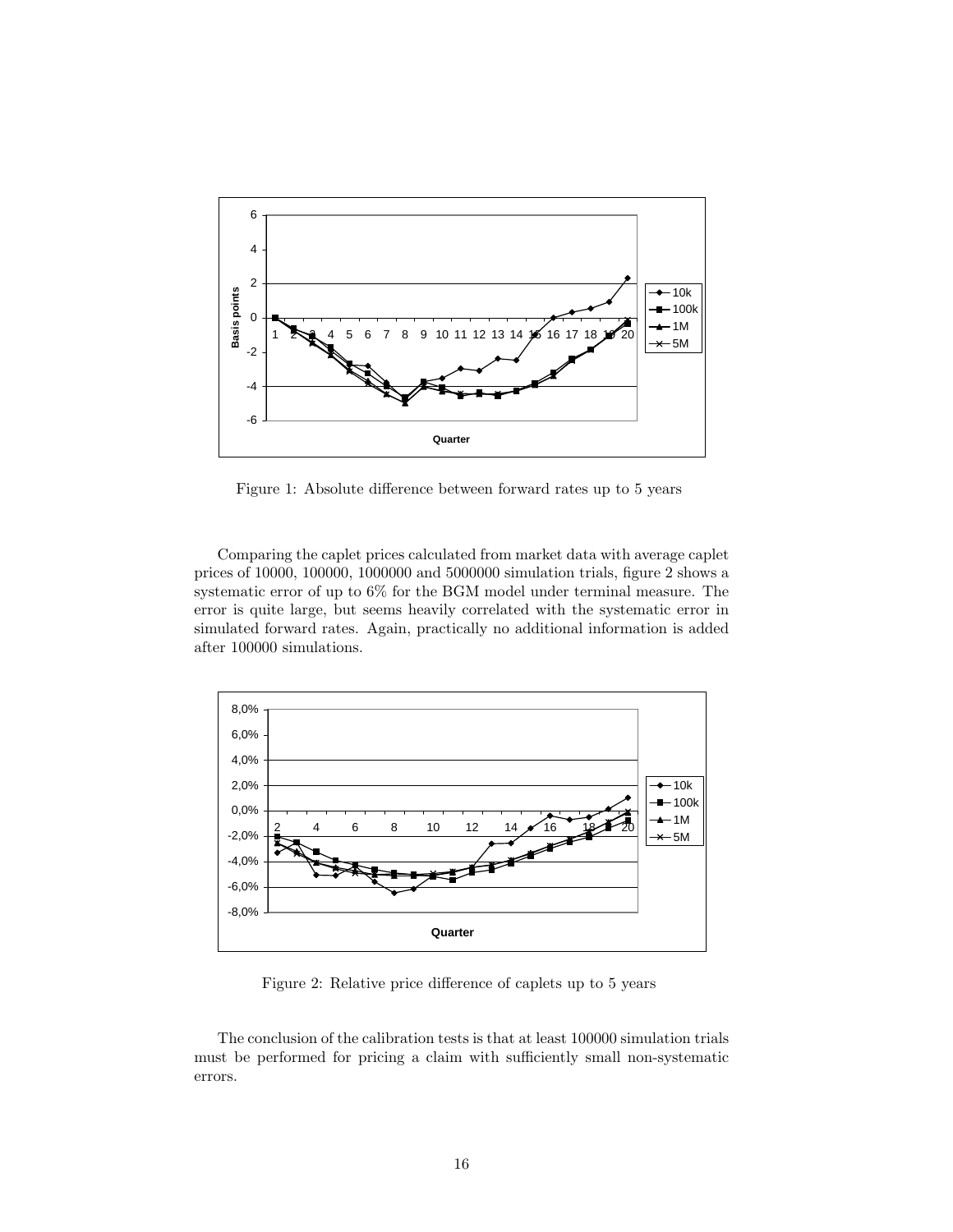Figure 1: Absolute difference between forward rates up to 5 years

Comparing the caplet prices calculated from market data with average caplet prices of 10000, 100000, 1000000 and 5000000 simulation trials, figure 2 shows a systematic error of up to 6% for the BGM model under terminal measure. The error is quite large, but seems heavily correlated with the systematic error in simulated forward rates. Again, practically no additional information is added after 100000 simulations.

Figure 2: Relative price difference of caplets up to 5 years

The conclusion of the calibration tests is that at least 100000 simulation trials must be performed for pricing a claim with sufficiently small non-systematic errors.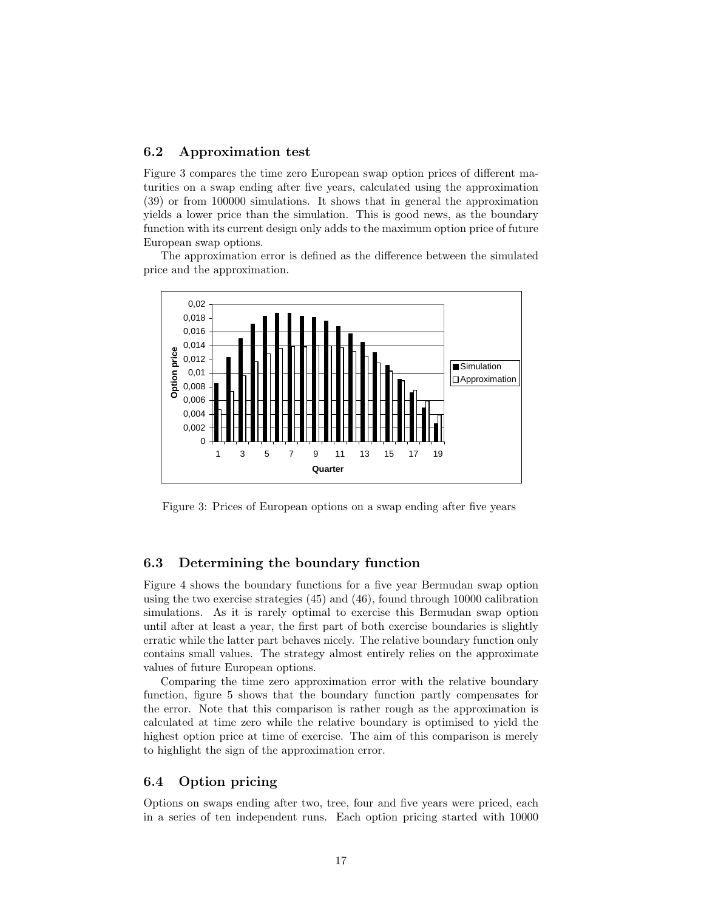### 6.2 Approximation test

Figure 3 compares the time zero European swap option prices of different maturities on a swap ending after five years, calculated using the approximation (39) or from 100000 simulations. It shows that in general the approximation yields a lower price than the simulation. This is good news, as the boundary function with its current design only adds to the maximum option price of future European swap options.

The approximation error is defined as the difference between the simulated price and the approximation.

Figure 3: Prices of European options on a swap ending after five years

### 6.3 Determining the boundary function

Figure 4 shows the boundary functions for a five year Bermudan swap option using the two exercise strategies (45) and (46), found through 10000 calibration simulations. As it is rarely optimal to exercise this Bermudan swap option until after at least a year, the first part of both exercise boundaries is slightly erratic while the latter part behaves nicely. The relative boundary function only contains small values. The strategy almost entirely relies on the approximate values of future European options.

Comparing the time zero approximation error with the relative boundary function, figure 5 shows that the boundary function partly compensates for the error. Note that this comparison is rather rough as the approximation is calculated at time zero while the relative boundary is optimised to yield the highest option price at time of exercise. The aim of this comparison is merely to highlight the sign of the approximation error.

### 6.4 Option pricing

Options on swaps ending after two, tree, four and five years were priced, each in a series of ten independent runs. Each option pricing started with 10000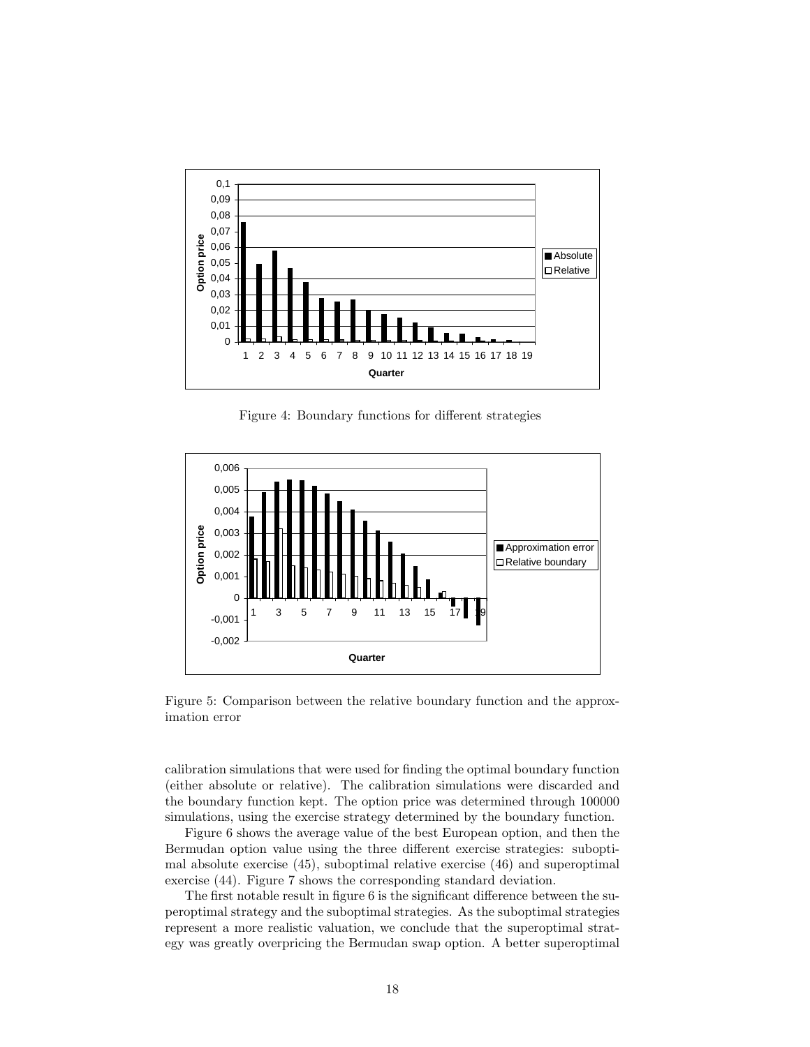Figure 4: Boundary functions for different strategies

Figure 5: Comparison between the relative boundary function and the approximation error

calibration simulations that were used for finding the optimal boundary function (either absolute or relative). The calibration simulations were discarded and the boundary function kept. The option price was determined through 100000 simulations, using the exercise strategy determined by the boundary function.

Figure 6 shows the average value of the best European option, and then the Bermudan option value using the three different exercise strategies: suboptimal absolute exercise (45), suboptimal relative exercise (46) and superoptimal exercise (44). Figure 7 shows the corresponding standard deviation.

The first notable result in figure 6 is the significant difference between the superoptimal strategy and the suboptimal strategies. As the suboptimal strategies represent a more realistic valuation, we conclude that the superoptimal strategy was greatly overpricing the Bermudan swap option. A better superoptimal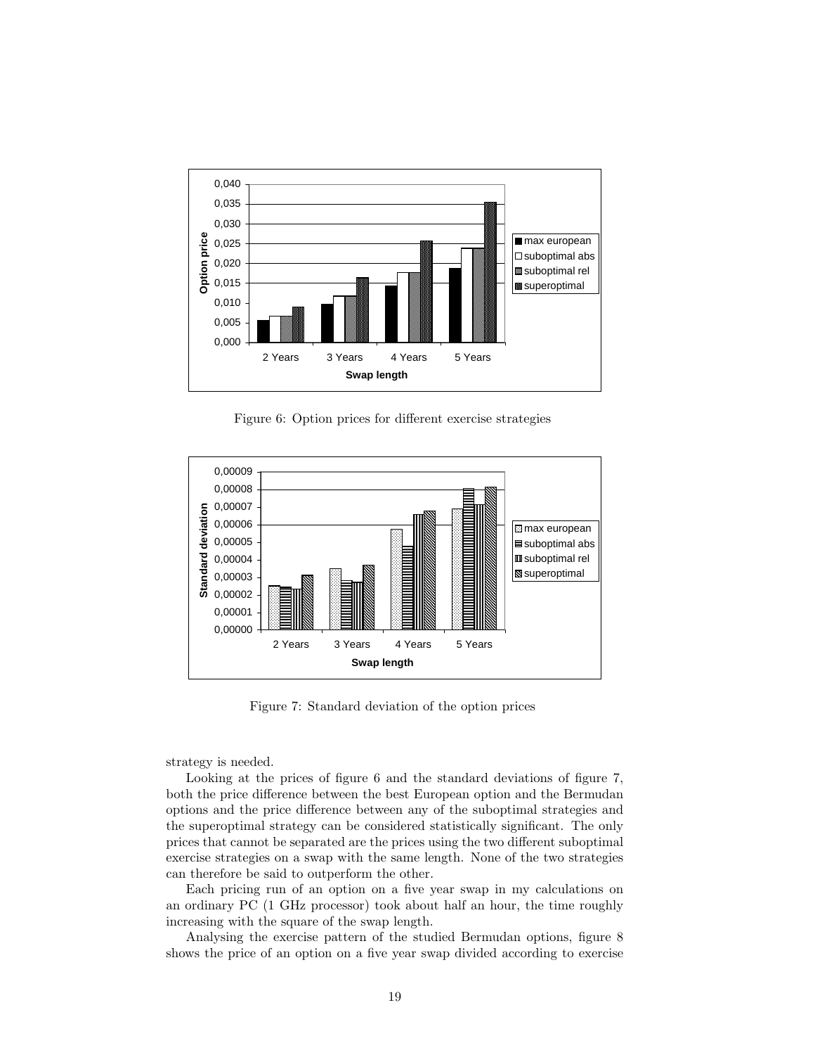Figure 6: Option prices for different exercise strategies

Figure 7: Standard deviation of the option prices

strategy is needed.

Looking at the prices of figure 6 and the standard deviations of figure 7, both the price difference between the best European option and the Bermudan options and the price difference between any of the suboptimal strategies and the superoptimal strategy can be considered statistically significant. The only prices that cannot be separated are the prices using the two different suboptimal exercise strategies on a swap with the same length. None of the two strategies can therefore be said to outperform the other.

Each pricing run of an option on a five year swap in my calculations on an ordinary PC (1 GHz processor) took about half an hour, the time roughly increasing with the square of the swap length.

Analysing the exercise pattern of the studied Bermudan options, figure 8 shows the price of an option on a five year swap divided according to exercise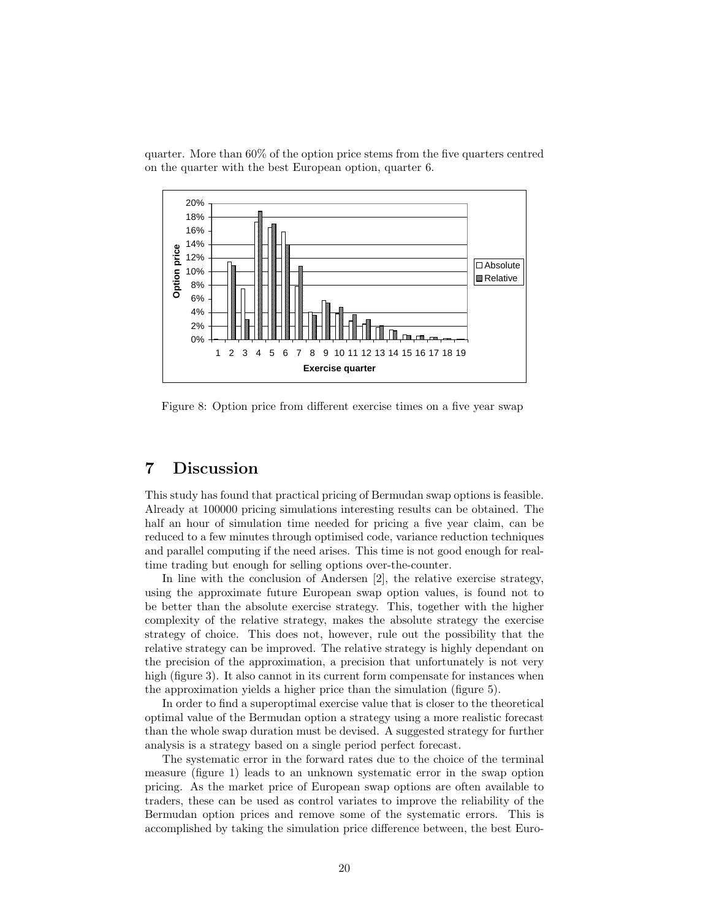quarter. More than 60% of the option price stems from the five quarters centred on the quarter with the best European option, quarter 6.

Figure 8: Option price from different exercise times on a five year swap

# 7 Discussion

This study has found that practical pricing of Bermudan swap options is feasible. Already at 100000 pricing simulations interesting results can be obtained. The half an hour of simulation time needed for pricing a five year claim, can be reduced to a few minutes through optimised code, variance reduction techniques and parallel computing if the need arises. This time is not good enough for real-time trading but enough for selling options over-the-counter.

In line with the conclusion of Andersen [2], the relative exercise strategy, using the approximate future European swap option values, is found not to be better than the absolute exercise strategy. This, together with the higher complexity of the relative strategy, makes the absolute strategy the exercise strategy of choice. This does not, however, rule out the possibility that the relative strategy can be improved. The relative strategy is highly dependant on the precision of the approximation, a precision that unfortunately is not very high (figure 3). It also cannot in its current form compensate for instances when the approximation yields a higher price than the simulation (figure 5).

In order to find a superoptimal exercise value that is closer to the theoretical optimal value of the Bermudan option a strategy using a more realistic forecast than the whole swap duration must be devised. A suggested strategy for further analysis is a strategy based on a single period perfect forecast.

The systematic error in the forward rates due to the choice of the terminal measure (figure 1) leads to an unknown systematic error in the swap option pricing. As the market price of European swap options are often available to traders, these can be used as control variates to improve the reliability of the Bermudan option prices and remove some of the systematic errors. This is accomplished by taking the simulation price difference between, the best Euro-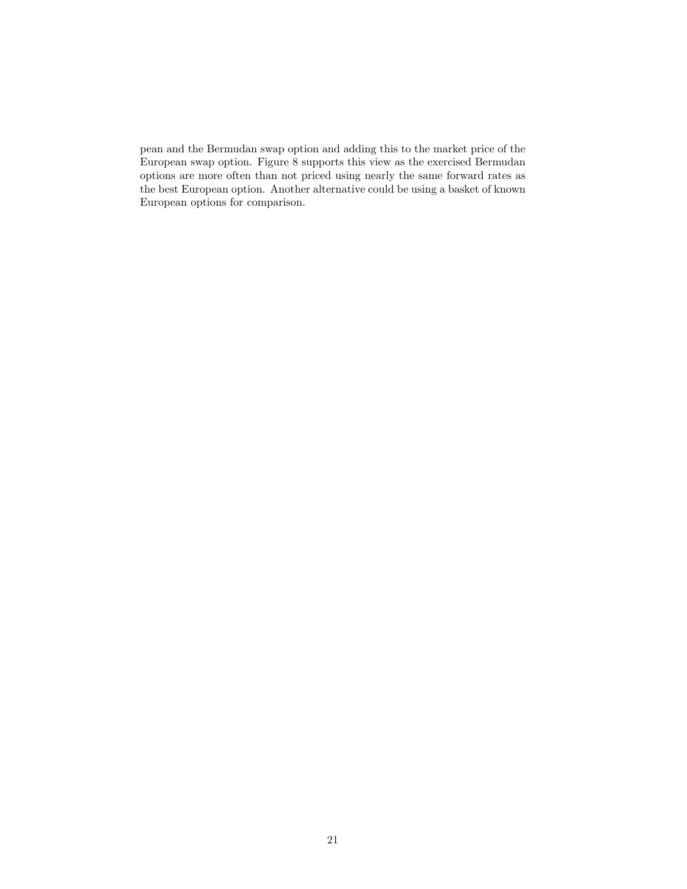pean and the Bermudan swap option and adding this to the market price of the European swap option. Figure 8 supports this view as the exercised Bermudan options are more often than not priced using nearly the same forward rates as the best European option. Another alternative could be using a basket of known European options for comparison.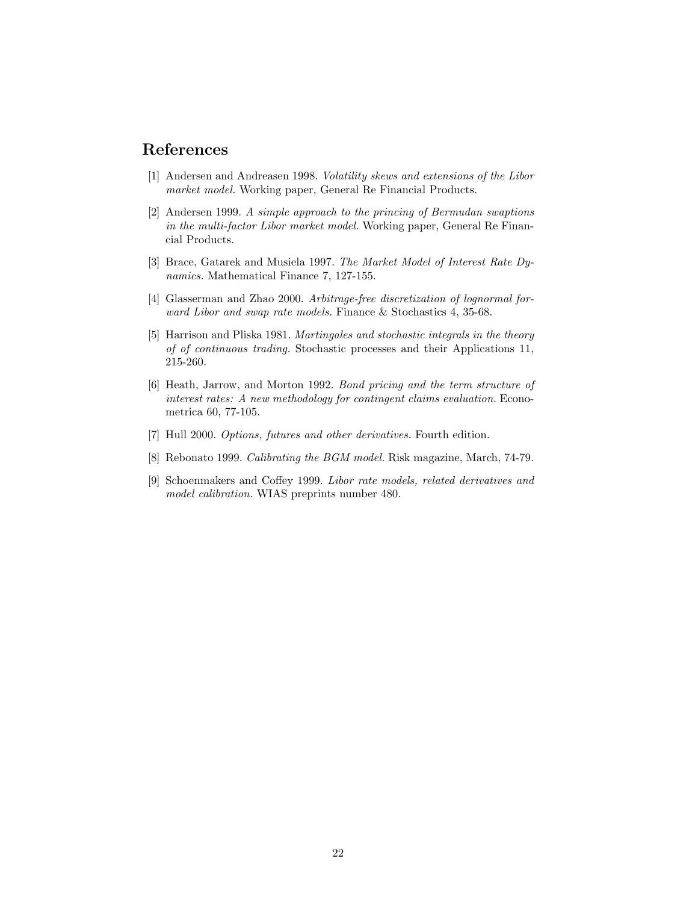# References

[1] Andersen and Andreasen 1998. *Volatility skews and extensions of the Libor market model*. Working paper, General Re Financial Products.

[2] Andersen 1999. *A simple approach to the princing of Bermudan swaptions in the multi-factor Libor market model*. Working paper, General Re Financial Products.

[3] Brace, Gatarek and Musiela 1997. *The Market Model of Interest Rate Dynamics.* Mathematical Finance 7, 127-155.

[4] Glasserman and Zhao 2000. *Arbitrage-free discretization of lognormal forward Libor and swap rate models.* Finance & Stochastics 4, 35-68.

[5] Harrison and Pliska 1981. *Martingales and stochastic integrals in the theory of of continuous trading.* Stochastic processes and their Applications 11, 215-260.

[6] Heath, Jarrow, and Morton 1992. *Bond pricing and the term structure of interest rates: A new methodology for contingent claims evaluation.* Econometrica 60, 77-105.

[7] Hull 2000. *Options, futures and other derivatives.* Fourth edition.

[8] Rebonato 1999. *Calibrating the BGM model.* Risk magazine, March, 74-79.

[9] Schoenmakers and Coffey 1999. *Libor rate models, related derivatives and model calibration.* WIAS preprints number 480.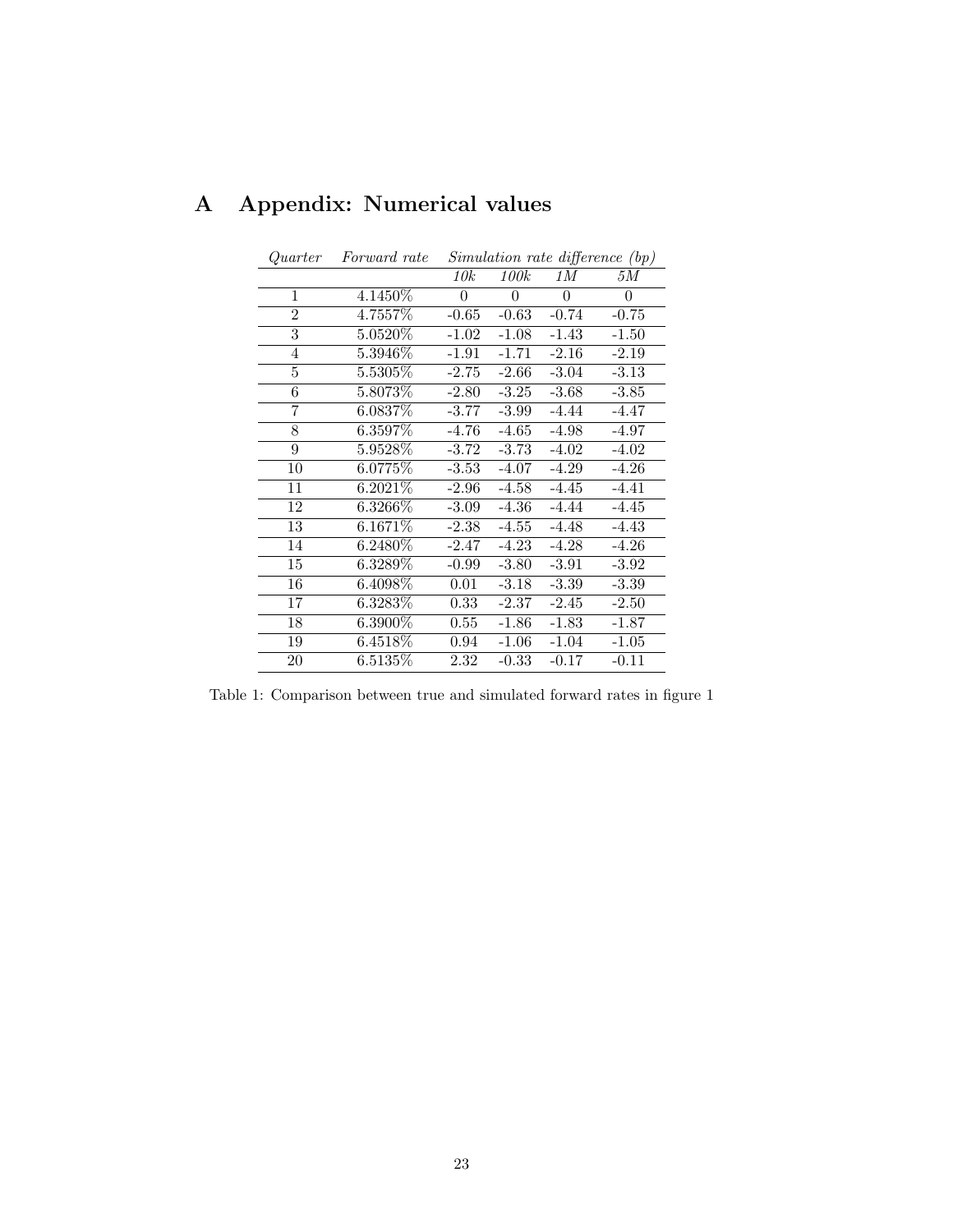# A Appendix: Numerical values

| *Quarter* | *Forward rate* | *Simulation rate difference (bp)* | | | |
|---|---|---|---|---|---|
| | | *10k* | *100k* | *1M* | *5M* |
| 1 | 4.1450% | 0 | 0 | 0 | 0 |
| 2 | 4.7557% | -0.65 | -0.63 | -0.74 | -0.75 |
| 3 | 5.0520% | -1.02 | -1.08 | -1.43 | -1.50 |
| 4 | 5.3946% | -1.91 | -1.71 | -2.16 | -2.19 |
| 5 | 5.5305% | -2.75 | -2.66 | -3.04 | -3.13 |
| 6 | 5.8073% | -2.80 | -3.25 | -3.68 | -3.85 |
| 7 | 6.0837% | -3.77 | -3.99 | -4.44 | -4.47 |
| 8 | 6.3597% | -4.76 | -4.65 | -4.98 | -4.97 |
| 9 | 5.9528% | -3.72 | -3.73 | -4.02 | -4.02 |
| 10 | 6.0775% | -3.53 | -4.07 | -4.29 | -4.26 |
| 11 | 6.2021% | -2.96 | -4.58 | -4.45 | -4.41 |
| 12 | 6.3266% | -3.09 | -4.36 | -4.44 | -4.45 |
| 13 | 6.1671% | -2.38 | -4.55 | -4.48 | -4.43 |
| 14 | 6.2480% | -2.47 | -4.23 | -4.28 | -4.26 |
| 15 | 6.3289% | -0.99 | -3.80 | -3.91 | -3.92 |
| 16 | 6.4098% | 0.01 | -3.18 | -3.39 | -3.39 |
| 17 | 6.3283% | 0.33 | -2.37 | -2.45 | -2.50 |
| 18 | 6.3900% | 0.55 | -1.86 | -1.83 | -1.87 |
| 19 | 6.4518% | 0.94 | -1.06 | -1.04 | -1.05 |
| 20 | 6.5135% | 2.32 | -0.33 | -0.17 | -0.11 |

Table 1: Comparison between true and simulated forward rates in figure 1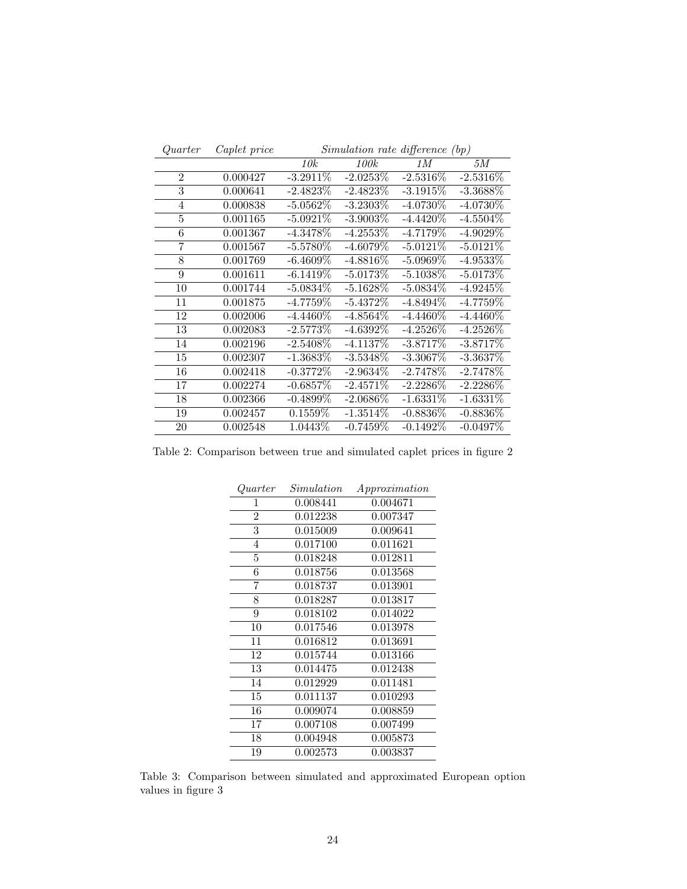| *Quarter* | *Caplet price* | *Simulation rate difference (bp)* | | | |
|---|---|---|---|---|---|
| | | *10k* | *100k* | *1M* | *5M* |
| 2 | 0.000427 | -3.2911% | -2.0253% | -2.5316% | -2.5316% |
| 3 | 0.000641 | -2.4823% | -2.4823% | -3.1915% | -3.3688% |
| 4 | 0.000838 | -5.0562% | -3.2303% | -4.0730% | -4.0730% |
| 5 | 0.001165 | -5.0921% | -3.9003% | -4.4420% | -4.5504% |
| 6 | 0.001367 | -4.3478% | -4.2553% | -4.7179% | -4.9029% |
| 7 | 0.001567 | -5.5780% | -4.6079% | -5.0121% | -5.0121% |
| 8 | 0.001769 | -6.4609% | -4.8816% | -5.0969% | -4.9533% |
| 9 | 0.001611 | -6.1419% | -5.0173% | -5.1038% | -5.0173% |
| 10 | 0.001744 | -5.0834% | -5.1628% | -5.0834% | -4.9245% |
| 11 | 0.001875 | -4.7759% | -5.4372% | -4.8494% | -4.7759% |
| 12 | 0.002006 | -4.4460% | -4.8564% | -4.4460% | -4.4460% |
| 13 | 0.002083 | -2.5773% | -4.6392% | -4.2526% | -4.2526% |
| 14 | 0.002196 | -2.5408% | -4.1137% | -3.8717% | -3.8717% |
| 15 | 0.002307 | -1.3683% | -3.5348% | -3.3067% | -3.3637% |
| 16 | 0.002418 | -0.3772% | -2.9634% | -2.7478% | -2.7478% |
| 17 | 0.002274 | -0.6857% | -2.4571% | -2.2286% | -2.2286% |
| 18 | 0.002366 | -0.4899% | -2.0686% | -1.6331% | -1.6331% |
| 19 | 0.002457 | 0.1559% | -1.3514% | -0.8836% | -0.8836% |
| 20 | 0.002548 | 1.0443% | -0.7459% | -0.1492% | -0.0497% |

Table 2: Comparison between true and simulated caplet prices in figure 2

| *Quarter* | *Simulation* | *Approximation* |
|---|---|---|
| 1 | 0.008441 | 0.004671 |
| 2 | 0.012238 | 0.007347 |
| 3 | 0.015009 | 0.009641 |
| 4 | 0.017100 | 0.011621 |
| 5 | 0.018248 | 0.012811 |
| 6 | 0.018756 | 0.013568 |
| 7 | 0.018737 | 0.013901 |
| 8 | 0.018287 | 0.013817 |
| 9 | 0.018102 | 0.014022 |
| 10 | 0.017546 | 0.013978 |
| 11 | 0.016812 | 0.013691 |
| 12 | 0.015744 | 0.013166 |
| 13 | 0.014475 | 0.012438 |
| 14 | 0.012929 | 0.011481 |
| 15 | 0.011137 | 0.010293 |
| 16 | 0.009074 | 0.008859 |
| 17 | 0.007108 | 0.007499 |
| 18 | 0.004948 | 0.005873 |
| 19 | 0.002573 | 0.003837 |

Table 3: Comparison between simulated and approximated European option values in figure 3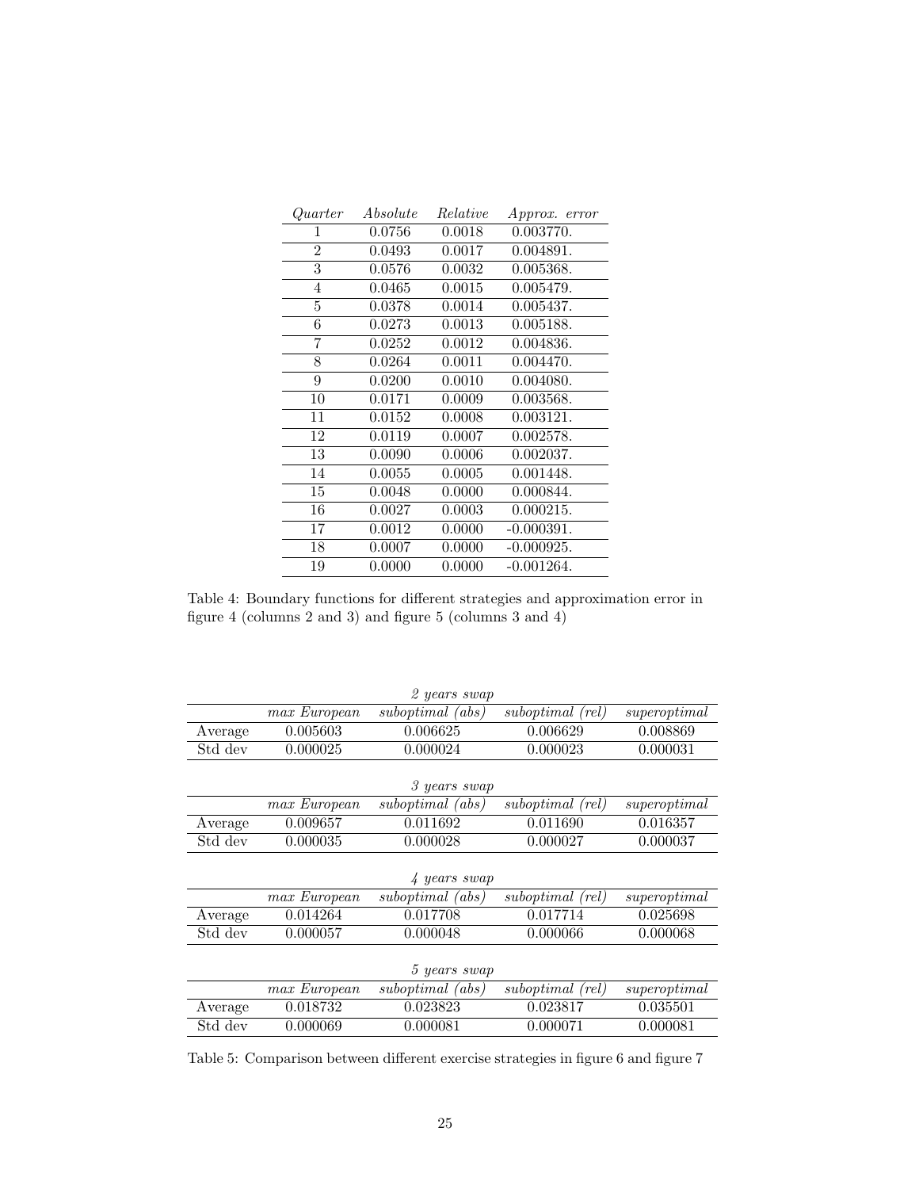| *Quarter* | *Absolute* | *Relative* | *Approx. error* |
|---|---|---|---|
| 1 | 0.0756 | 0.0018 | 0.003770. |
| 2 | 0.0493 | 0.0017 | 0.004891. |
| 3 | 0.0576 | 0.0032 | 0.005368. |
| 4 | 0.0465 | 0.0015 | 0.005479. |
| 5 | 0.0378 | 0.0014 | 0.005437. |
| 6 | 0.0273 | 0.0013 | 0.005188. |
| 7 | 0.0252 | 0.0012 | 0.004836. |
| 8 | 0.0264 | 0.0011 | 0.004470. |
| 9 | 0.0200 | 0.0010 | 0.004080. |
| 10 | 0.0171 | 0.0009 | 0.003568. |
| 11 | 0.0152 | 0.0008 | 0.003121. |
| 12 | 0.0119 | 0.0007 | 0.002578. |
| 13 | 0.0090 | 0.0006 | 0.002037. |
| 14 | 0.0055 | 0.0005 | 0.001448. |
| 15 | 0.0048 | 0.0000 | 0.000844. |
| 16 | 0.0027 | 0.0003 | 0.000215. |
| 17 | 0.0012 | 0.0000 | -0.000391. |
| 18 | 0.0007 | 0.0000 | -0.000925. |
| 19 | 0.0000 | 0.0000 | -0.001264. |

Table 4: Boundary functions for different strategies and approximation error in figure 4 (columns 2 and 3) and figure 5 (columns 3 and 4)

*2 years swap*

| | *max European* | *suboptimal (abs)* | *suboptimal (rel)* | *superoptimal* |
|---|---|---|---|---|
| Average | 0.005603 | 0.006625 | 0.006629 | 0.008869 |
| Std dev | 0.000025 | 0.000024 | 0.000023 | 0.000031 |

*3 years swap*

| | *max European* | *suboptimal (abs)* | *suboptimal (rel)* | *superoptimal* |
|---|---|---|---|---|
| Average | 0.009657 | 0.011692 | 0.011690 | 0.016357 |
| Std dev | 0.000035 | 0.000028 | 0.000027 | 0.000037 |

*4 years swap*

| | *max European* | *suboptimal (abs)* | *suboptimal (rel)* | *superoptimal* |
|---|---|---|---|---|
| Average | 0.014264 | 0.017708 | 0.017714 | 0.025698 |
| Std dev | 0.000057 | 0.000048 | 0.000066 | 0.000068 |

*5 years swap*

| | *max European* | *suboptimal (abs)* | *suboptimal (rel)* | *superoptimal* |
|---|---|---|---|---|
| Average | 0.018732 | 0.023823 | 0.023817 | 0.035501 |
| Std dev | 0.000069 | 0.000081 | 0.000071 | 0.000081 |

Table 5: Comparison between different exercise strategies in figure 6 and figure 7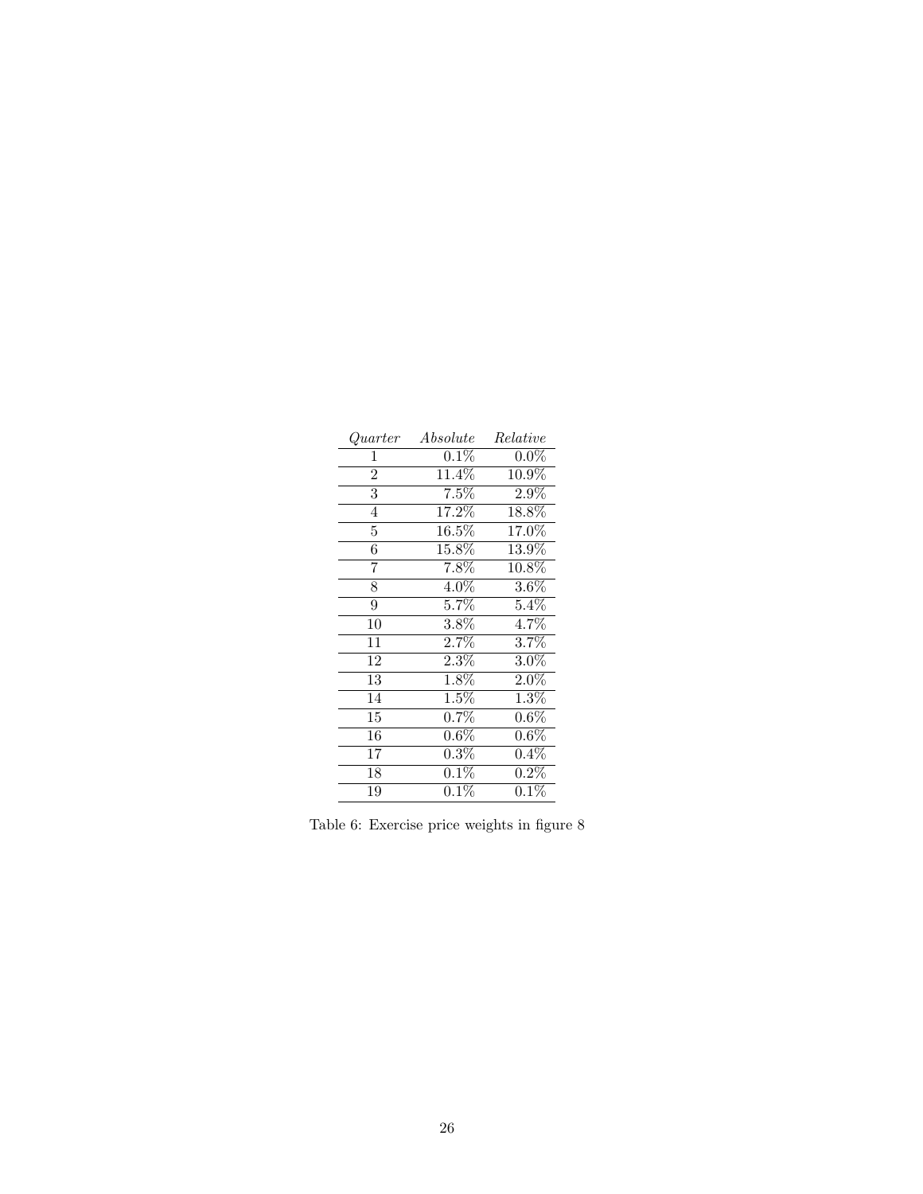| *Quarter* | *Absolute* | *Relative* |
|---|---|---|
| 1 | 0.1% | 0.0% |
| 2 | 11.4% | 10.9% |
| 3 | 7.5% | 2.9% |
| 4 | 17.2% | 18.8% |
| 5 | 16.5% | 17.0% |
| 6 | 15.8% | 13.9% |
| 7 | 7.8% | 10.8% |
| 8 | 4.0% | 3.6% |
| 9 | 5.7% | 5.4% |
| 10 | 3.8% | 4.7% |
| 11 | 2.7% | 3.7% |
| 12 | 2.3% | 3.0% |
| 13 | 1.8% | 2.0% |
| 14 | 1.5% | 1.3% |
| 15 | 0.7% | 0.6% |
| 16 | 0.6% | 0.6% |
| 17 | 0.3% | 0.4% |
| 18 | 0.1% | 0.2% |
| 19 | 0.1% | 0.1% |

Table 6: Exercise price weights in figure 8